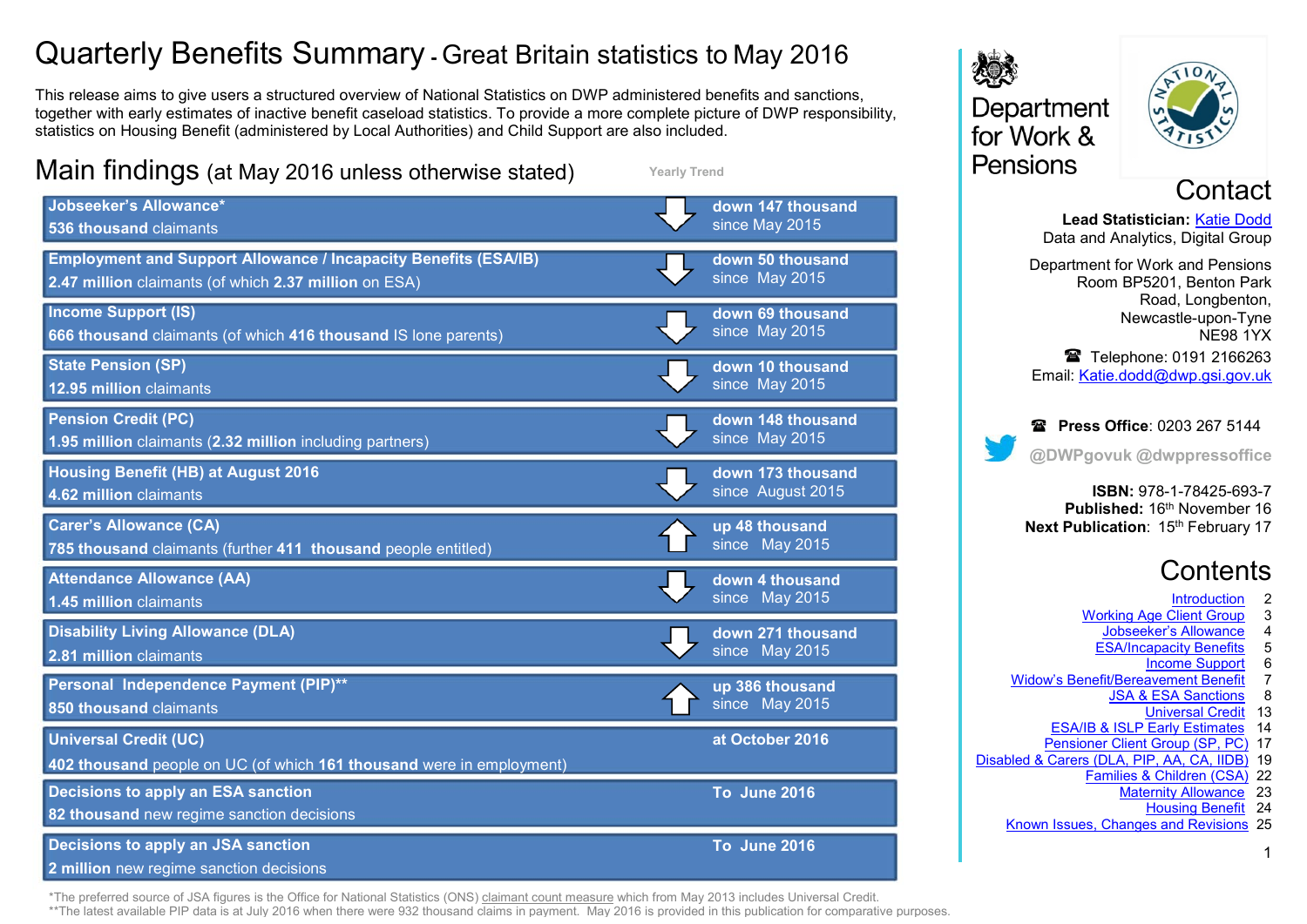# Quarterly Benefits Summary - Great Britain statistics to May 2016

This release aims to give users a structured overview of National Statistics on DWP administered benefits and sanctions, together with early estimates of inactive benefit caseload statistics. To provide a more complete picture of DWP responsibility, statistics on Housing Benefit (administered by Local Authorities) and Child Support are also included.

## Main findings (at May 2016 unless otherwise stated)

| Benefit | Yearly Trend |
|---|---|
| **Jobseeker's Allowance***<br>**536 thousand** claimants | ↓ **down 147 thousand** since May 2015 |
| **Employment and Support Allowance / Incapacity Benefits (ESA/IB)**<br>**2.47 million** claimants (of which **2.37 million** on ESA) | ↓ **down 50 thousand** since May 2015 |
| **Income Support (IS)**<br>**666 thousand** claimants (of which **416 thousand** IS lone parents) | ↓ **down 69 thousand** since May 2015 |
| **State Pension (SP)**<br>**12.95 million** claimants | ↓ **down 10 thousand** since May 2015 |
| **Pension Credit (PC)**<br>**1.95 million** claimants (**2.32 million** including partners) | ↓ **down 148 thousand** since May 2015 |
| **Housing Benefit (HB) at August 2016**<br>**4.62 million** claimants | ↓ **down 173 thousand** since August 2015 |
| **Carer's Allowance (CA)**<br>**785 thousand** claimants (further **411 thousand** people entitled) | ↑ **up 48 thousand** since May 2015 |
| **Attendance Allowance (AA)**<br>**1.45 million** claimants | ↓ **down 4 thousand** since May 2015 |
| **Disability Living Allowance (DLA)**<br>**2.81 million** claimants | ↓ **down 271 thousand** since May 2015 |
| **Personal Independence Payment (PIP)****<br>**850 thousand** claimants | ↑ **up 386 thousand** since May 2015 |
| **Universal Credit (UC)**<br>**402 thousand** people on UC (of which **161 thousand** were in employment) | **at October 2016** |
| **Decisions to apply an ESA sanction**<br>**82 thousand** new regime sanction decisions | **To June 2016** |
| **Decisions to apply an JSA sanction**<br>**2 million** new regime sanction decisions | **To June 2016** |

*The preferred source of JSA figures is the Office for National Statistics (ONS) claimant count measure which from May 2013 includes Universal Credit.
**The latest available PIP data is at July 2016 when there were 932 thousand claims in payment. May 2016 is provided in this publication for comparative purposes.

Department for Work & Pensions

## Contact

**Lead Statistician:** Katie Dodd
Data and Analytics, Digital Group

Department for Work and Pensions
Room BP5201, Benton Park Road, Longbenton,
Newcastle-upon-Tyne
NE98 1YX

☎ Telephone: 0191 2166263
Email: Katie.dodd@dwp.gsi.gov.uk

☎ **Press Office**: 0203 267 5144

@DWPgovuk @dwppressoffice

**ISBN:** 978-1-78425-693-7
**Published:** 16th November 16
**Next Publication**: 15th February 17

## Contents

| | |
|---|---|
| Introduction | 2 |
| Working Age Client Group | 3 |
| Jobseeker's Allowance | 4 |
| ESA/Incapacity Benefits | 5 |
| Income Support | 6 |
| Widow's Benefit/Bereavement Benefit | 7 |
| JSA & ESA Sanctions | 8 |
| Universal Credit | 13 |
| ESA/IB & ISLP Early Estimates | 14 |
| Pensioner Client Group (SP, PC) | 17 |
| Disabled & Carers (DLA, PIP, AA, CA, IIDB) | 19 |
| Families & Children (CSA) | 22 |
| Maternity Allowance | 23 |
| Housing Benefit | 24 |
| Known Issues, Changes and Revisions | 25 |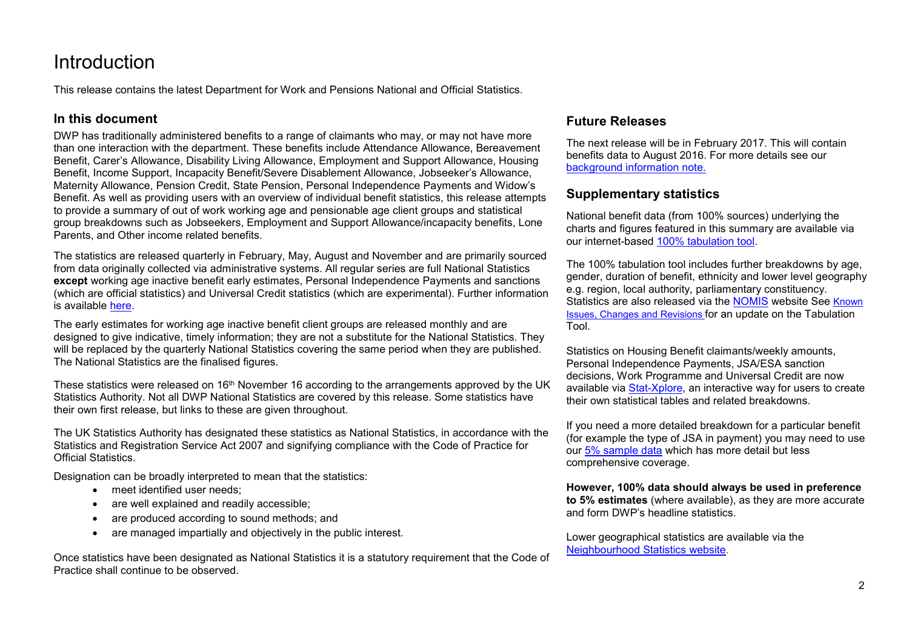# Introduction

This release contains the latest Department for Work and Pensions National and Official Statistics.

## In this document

DWP has traditionally administered benefits to a range of claimants who may, or may not have more than one interaction with the department. These benefits include Attendance Allowance, Bereavement Benefit, Carer's Allowance, Disability Living Allowance, Employment and Support Allowance, Housing Benefit, Income Support, Incapacity Benefit/Severe Disablement Allowance, Jobseeker's Allowance, Maternity Allowance, Pension Credit, State Pension, Personal Independence Payments and Widow's Benefit. As well as providing users with an overview of individual benefit statistics, this release attempts to provide a summary of out of work working age and pensionable age client groups and statistical group breakdowns such as Jobseekers, Employment and Support Allowance/incapacity benefits, Lone Parents, and Other income related benefits.

The statistics are released quarterly in February, May, August and November and are primarily sourced from data originally collected via administrative systems. All regular series are full National Statistics **except** working age inactive benefit early estimates, Personal Independence Payments and sanctions (which are official statistics) and Universal Credit statistics (which are experimental). Further information is available here.

The early estimates for working age inactive benefit client groups are released monthly and are designed to give indicative, timely information; they are not a substitute for the National Statistics. They will be replaced by the quarterly National Statistics covering the same period when they are published. The National Statistics are the finalised figures.

These statistics were released on 16th November 16 according to the arrangements approved by the UK Statistics Authority. Not all DWP National Statistics are covered by this release. Some statistics have their own first release, but links to these are given throughout.

The UK Statistics Authority has designated these statistics as National Statistics, in accordance with the Statistics and Registration Service Act 2007 and signifying compliance with the Code of Practice for Official Statistics.

Designation can be broadly interpreted to mean that the statistics:

- meet identified user needs;
- are well explained and readily accessible;
- are produced according to sound methods; and
- are managed impartially and objectively in the public interest.

Once statistics have been designated as National Statistics it is a statutory requirement that the Code of Practice shall continue to be observed.

## Future Releases

The next release will be in February 2017. This will contain benefits data to August 2016. For more details see our background information note.

## Supplementary statistics

National benefit data (from 100% sources) underlying the charts and figures featured in this summary are available via our internet-based 100% tabulation tool.

The 100% tabulation tool includes further breakdowns by age, gender, duration of benefit, ethnicity and lower level geography e.g. region, local authority, parliamentary constituency. Statistics are also released via the NOMIS website See Known Issues, Changes and Revisions for an update on the Tabulation Tool.

Statistics on Housing Benefit claimants/weekly amounts, Personal Independence Payments, JSA/ESA sanction decisions, Work Programme and Universal Credit are now available via Stat-Xplore, an interactive way for users to create their own statistical tables and related breakdowns.

If you need a more detailed breakdown for a particular benefit (for example the type of JSA in payment) you may need to use our 5% sample data which has more detail but less comprehensive coverage.

**However, 100% data should always be used in preference to 5% estimates** (where available), as they are more accurate and form DWP's headline statistics.

Lower geographical statistics are available via the Neighbourhood Statistics website.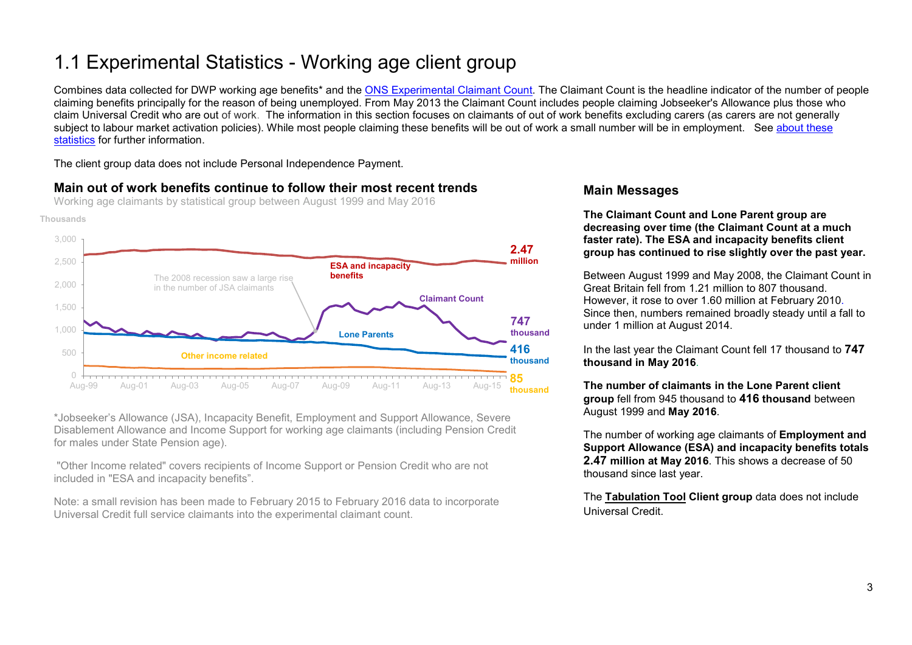# 1.1 Experimental Statistics - Working age client group

Combines data collected for DWP working age benefits* and the ONS Experimental Claimant Count. The Claimant Count is the headline indicator of the number of people claiming benefits principally for the reason of being unemployed. From May 2013 the Claimant Count includes people claiming Jobseeker's Allowance plus those who claim Universal Credit who are out of work. The information in this section focuses on claimants of out of work benefits excluding carers (as carers are not generally subject to labour market activation policies). While most people claiming these benefits will be out of work a small number will be in employment. See about these statistics for further information.

The client group data does not include Personal Independence Payment.

## Main out of work benefits continue to follow their most recent trends

Working age claimants by statistical group between August 1999 and May 2016

Thousands

- ESA and incapacity benefits: **2.47 million**
- Claimant Count: **747 thousand**
- Lone Parents: **416 thousand**
- Other income related: **85 thousand**

The 2008 recession saw a large rise in the number of JSA claimants

*Jobseeker's Allowance (JSA), Incapacity Benefit, Employment and Support Allowance, Severe Disablement Allowance and Income Support for working age claimants (including Pension Credit for males under State Pension age).

"Other Income related" covers recipients of Income Support or Pension Credit who are not included in "ESA and incapacity benefits".

Note: a small revision has been made to February 2015 to February 2016 data to incorporate Universal Credit full service claimants into the experimental claimant count.

## Main Messages

**The Claimant Count and Lone Parent group are decreasing over time (the Claimant Count at a much faster rate). The ESA and incapacity benefits client group has continued to rise slightly over the past year.**

Between August 1999 and May 2008, the Claimant Count in Great Britain fell from 1.21 million to 807 thousand. However, it rose to over 1.60 million at February 2010. Since then, numbers remained broadly steady until a fall to under 1 million at August 2014.

In the last year the Claimant Count fell 17 thousand to **747 thousand in May 2016**.

**The number of claimants in the Lone Parent client group** fell from 945 thousand to **416 thousand** between August 1999 and **May 2016**.

The number of working age claimants of **Employment and Support Allowance (ESA) and incapacity benefits totals 2.47 million at May 2016**. This shows a decrease of 50 thousand since last year.

The **Tabulation Tool Client group** data does not include Universal Credit.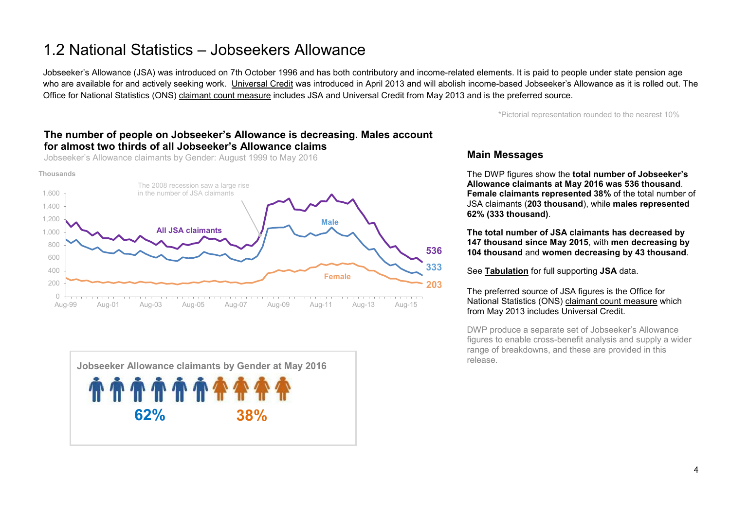# 1.2 National Statistics – Jobseekers Allowance

Jobseeker's Allowance (JSA) was introduced on 7th October 1996 and has both contributory and income-related elements. It is paid to people under state pension age who are available for and actively seeking work. Universal Credit was introduced in April 2013 and will abolish income-based Jobseeker's Allowance as it is rolled out. The Office for National Statistics (ONS) claimant count measure includes JSA and Universal Credit from May 2013 and is the preferred source.

*Pictorial representation rounded to the nearest 10%

## The number of people on Jobseeker's Allowance is decreasing. Males account for almost two thirds of all Jobseeker's Allowance claims

Jobseeker's Allowance claimants by Gender: August 1999 to May 2016

Thousands

The 2008 recession saw a large rise in the number of JSA claimants

All JSA claimants: 536

Male: 333

Female: 203

Jobseeker Allowance claimants by Gender at May 2016

62% 38%

## Main Messages

The DWP figures show the **total number of Jobseeker's Allowance claimants at May 2016 was 536 thousand**. **Female claimants represented 38%** of the total number of JSA claimants (**203 thousand**), while **males represented 62% (333 thousand)**.

**The total number of JSA claimants has decreased by 147 thousand since May 2015**, with **men decreasing by 104 thousand** and **women decreasing by 43 thousand**.

See **Tabulation** for full supporting **JSA** data.

The preferred source of JSA figures is the Office for National Statistics (ONS) claimant count measure which from May 2013 includes Universal Credit.

DWP produce a separate set of Jobseeker's Allowance figures to enable cross-benefit analysis and supply a wider range of breakdowns, and these are provided in this release.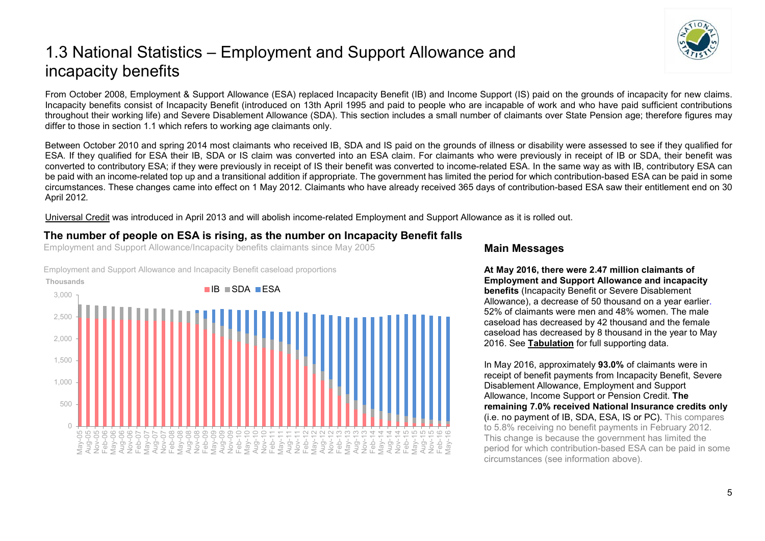# 1.3 National Statistics – Employment and Support Allowance and incapacity benefits

From October 2008, Employment & Support Allowance (ESA) replaced Incapacity Benefit (IB) and Income Support (IS) paid on the grounds of incapacity for new claims. Incapacity benefits consist of Incapacity Benefit (introduced on 13th April 1995 and paid to people who are incapable of work and who have paid sufficient contributions throughout their working life) and Severe Disablement Allowance (SDA). This section includes a small number of claimants over State Pension age; therefore figures may differ to those in section 1.1 which refers to working age claimants only.

Between October 2010 and spring 2014 most claimants who received IB, SDA and IS paid on the grounds of illness or disability were assessed to see if they qualified for ESA. If they qualified for ESA their IB, SDA or IS claim was converted into an ESA claim. For claimants who were previously in receipt of IB or SDA, their benefit was converted to contributory ESA; if they were previously in receipt of IS their benefit was converted to income-related ESA. In the same way as with IB, contributory ESA can be paid with an income-related top up and a transitional addition if appropriate. The government has limited the period for which contribution-based ESA can be paid in some circumstances. These changes came into effect on 1 May 2012. Claimants who have already received 365 days of contribution-based ESA saw their entitlement end on 30 April 2012.

Universal Credit was introduced in April 2013 and will abolish income-related Employment and Support Allowance as it is rolled out.

## The number of people on ESA is rising, as the number on Incapacity Benefit falls

Employment and Support Allowance/Incapacity benefits claimants since May 2005

Employment and Support Allowance and Incapacity Benefit caseload proportions

## Main Messages

**At May 2016, there were 2.47 million claimants of Employment and Support Allowance and incapacity benefits** (Incapacity Benefit or Severe Disablement Allowance), a decrease of 50 thousand on a year earlier. 52% of claimants were men and 48% women. The male caseload has decreased by 42 thousand and the female caseload has decreased by 8 thousand in the year to May 2016. See **Tabulation** for full supporting data.

In May 2016, approximately **93.0%** of claimants were in receipt of benefit payments from Incapacity Benefit, Severe Disablement Allowance, Employment and Support Allowance, Income Support or Pension Credit. **The remaining 7.0% received National Insurance credits only** (i.e. no payment of IB, SDA, ESA, IS or PC). This compares to 5.8% receiving no benefit payments in February 2012. This change is because the government has limited the period for which contribution-based ESA can be paid in some circumstances (see information above).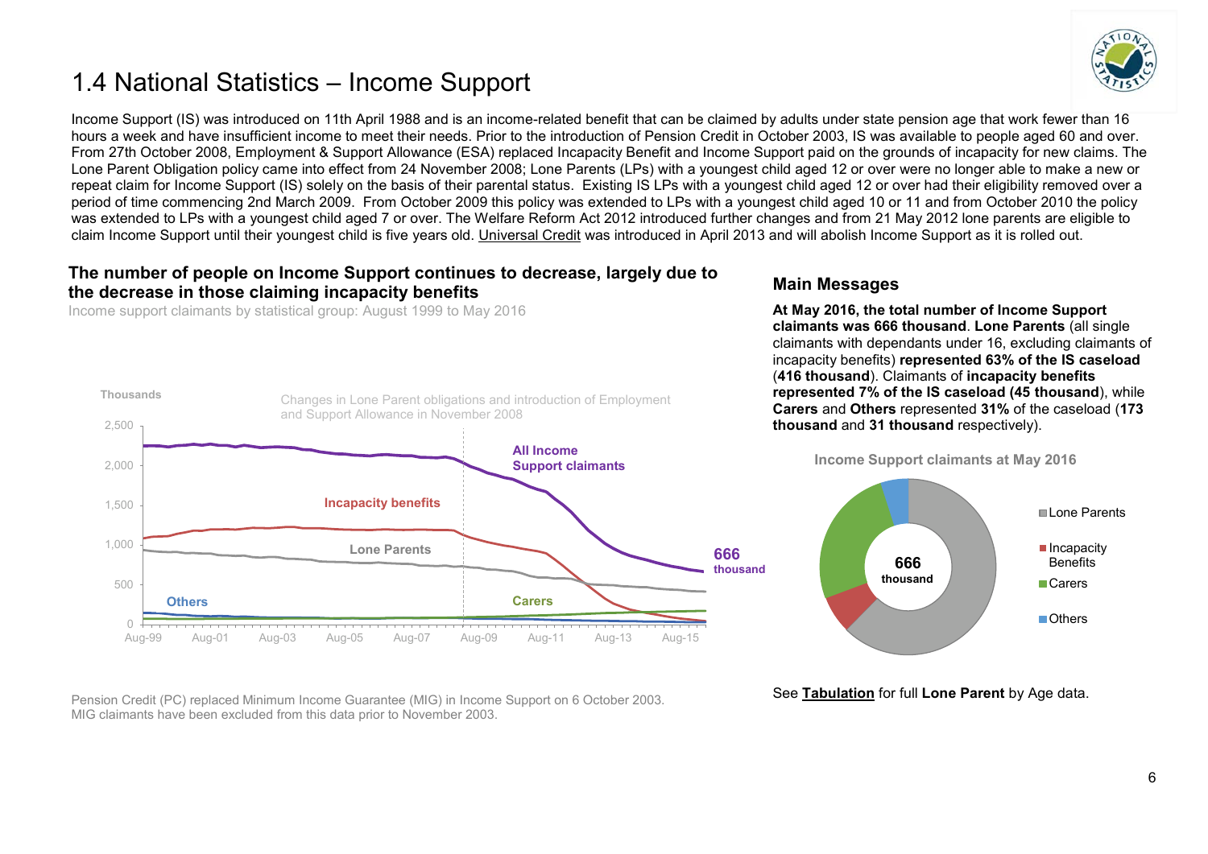# 1.4 National Statistics – Income Support

Income Support (IS) was introduced on 11th April 1988 and is an income-related benefit that can be claimed by adults under state pension age that work fewer than 16 hours a week and have insufficient income to meet their needs. Prior to the introduction of Pension Credit in October 2003, IS was available to people aged 60 and over. From 27th October 2008, Employment & Support Allowance (ESA) replaced Incapacity Benefit and Income Support paid on the grounds of incapacity for new claims. The Lone Parent Obligation policy came into effect from 24 November 2008; Lone Parents (LPs) with a youngest child aged 12 or over were no longer able to make a new or repeat claim for Income Support (IS) solely on the basis of their parental status. Existing IS LPs with a youngest child aged 12 or over had their eligibility removed over a period of time commencing 2nd March 2009. From October 2009 this policy was extended to LPs with a youngest child aged 10 or 11 and from October 2010 the policy was extended to LPs with a youngest child aged 7 or over. The Welfare Reform Act 2012 introduced further changes and from 21 May 2012 lone parents are eligible to claim Income Support until their youngest child is five years old. Universal Credit was introduced in April 2013 and will abolish Income Support as it is rolled out.

## The number of people on Income Support continues to decrease, largely due to the decrease in those claiming incapacity benefits

Income support claimants by statistical group: August 1999 to May 2016

Thousands

Changes in Lone Parent obligations and introduction of Employment and Support Allowance in November 2008

All Income Support claimants: 666 thousand

Pension Credit (PC) replaced Minimum Income Guarantee (MIG) in Income Support on 6 October 2003. MIG claimants have been excluded from this data prior to November 2003.

## Main Messages

**At May 2016, the total number of Income Support claimants was 666 thousand**. **Lone Parents** (all single claimants with dependants under 16, excluding claimants of incapacity benefits) **represented 63% of the IS caseload** (**416 thousand**). Claimants of **incapacity benefits represented 7% of the IS caseload (45 thousand**), while **Carers** and **Others** represented **31%** of the caseload (**173 thousand** and **31 thousand** respectively).

Income Support claimants at May 2016

666 thousand

- Lone Parents
- Incapacity Benefits
- Carers
- Others

See **Tabulation** for full **Lone Parent** by Age data.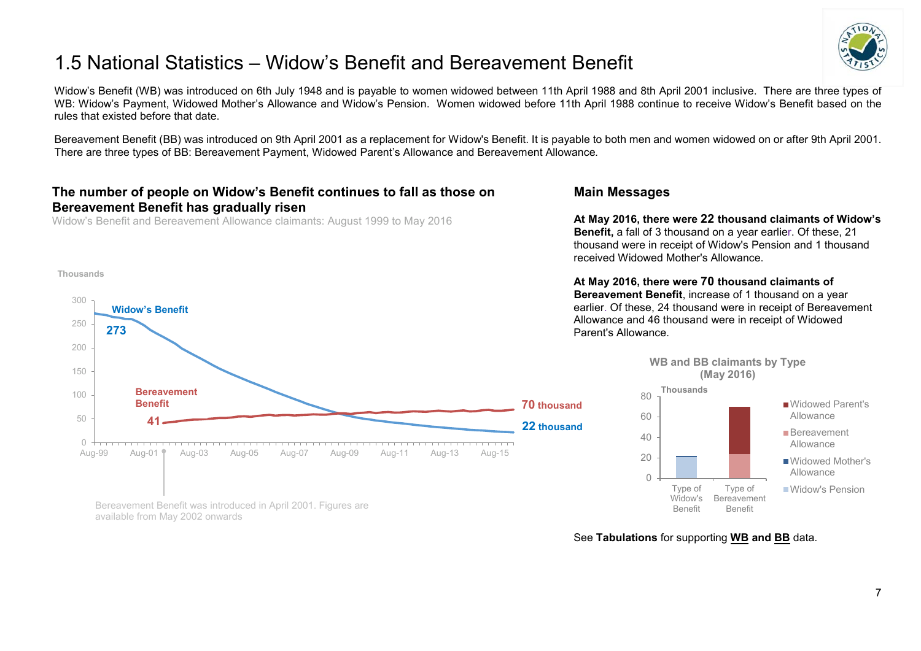# 1.5 National Statistics – Widow's Benefit and Bereavement Benefit

Widow's Benefit (WB) was introduced on 6th July 1948 and is payable to women widowed between 11th April 1988 and 8th April 2001 inclusive. There are three types of WB: Widow's Payment, Widowed Mother's Allowance and Widow's Pension. Women widowed before 11th April 1988 continue to receive Widow's Benefit based on the rules that existed before that date.

Bereavement Benefit (BB) was introduced on 9th April 2001 as a replacement for Widow's Benefit. It is payable to both men and women widowed on or after 9th April 2001. There are three types of BB: Bereavement Payment, Widowed Parent's Allowance and Bereavement Allowance.

## The number of people on Widow's Benefit continues to fall as those on Bereavement Benefit has gradually risen

Widow's Benefit and Bereavement Allowance claimants: August 1999 to May 2016

Thousands

Widow's Benefit: 273 (Aug-99) → 22 thousand (May 2016)

Bereavement Benefit: 41 (May 2002) → 70 thousand (May 2016)

Bereavement Benefit was introduced in April 2001. Figures are available from May 2002 onwards

## Main Messages

**At May 2016, there were 22 thousand claimants of Widow's Benefit,** a fall of 3 thousand on a year earlier. Of these, 21 thousand were in receipt of Widow's Pension and 1 thousand received Widowed Mother's Allowance.

**At May 2016, there were 70 thousand claimants of Bereavement Benefit**, increase of 1 thousand on a year earlier. Of these, 24 thousand were in receipt of Bereavement Allowance and 46 thousand were in receipt of Widowed Parent's Allowance.

**WB and BB claimants by Type (May 2016)**

Thousands

Legend: Widowed Parent's Allowance; Bereavement Allowance; Widowed Mother's Allowance; Widow's Pension

Categories: Type of Widow's Benefit; Type of Bereavement Benefit

See **Tabulations** for supporting **WB and BB** data.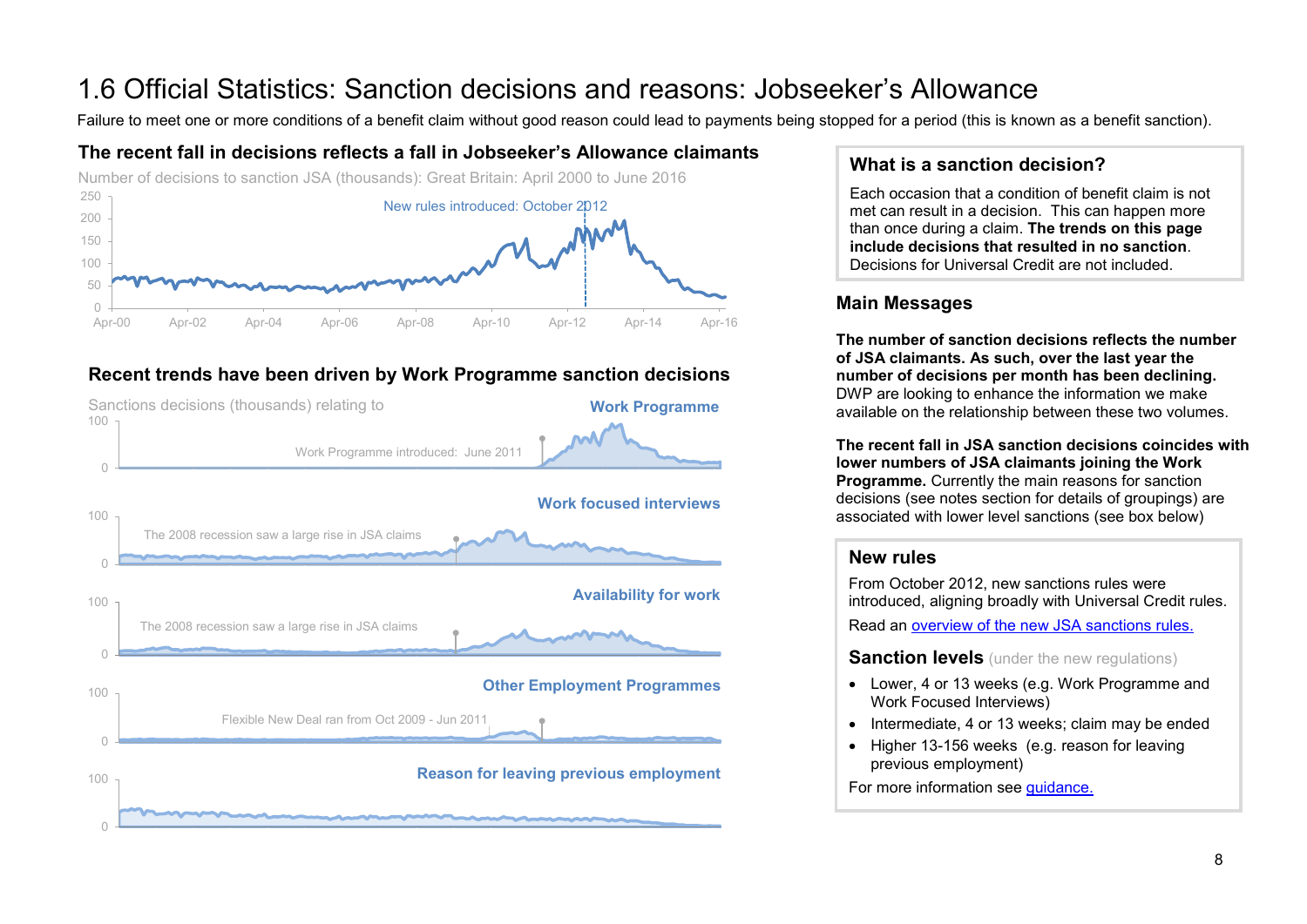# 1.6 Official Statistics: Sanction decisions and reasons: Jobseeker's Allowance

Failure to meet one or more conditions of a benefit claim without good reason could lead to payments being stopped for a period (this is known as a benefit sanction).

## The recent fall in decisions reflects a fall in Jobseeker's Allowance claimants

Number of decisions to sanction JSA (thousands): Great Britain: April 2000 to June 2016

New rules introduced: October 2012

## Recent trends have been driven by Work Programme sanction decisions

Sanctions decisions (thousands) relating to

**Work Programme**

Work Programme introduced: June 2011

**Work focused interviews**

The 2008 recession saw a large rise in JSA claims

**Availability for work**

The 2008 recession saw a large rise in JSA claims

**Other Employment Programmes**

Flexible New Deal ran from Oct 2009 - Jun 2011

**Reason for leaving previous employment**

### What is a sanction decision?

Each occasion that a condition of benefit claim is not met can result in a decision. This can happen more than once during a claim. **The trends on this page include decisions that resulted in no sanction**. Decisions for Universal Credit are not included.

## Main Messages

**The number of sanction decisions reflects the number of JSA claimants. As such, over the last year the number of decisions per month has been declining.** DWP are looking to enhance the information we make available on the relationship between these two volumes.

**The recent fall in JSA sanction decisions coincides with lower numbers of JSA claimants joining the Work Programme.** Currently the main reasons for sanction decisions (see notes section for details of groupings) are associated with lower level sanctions (see box below)

### New rules

From October 2012, new sanctions rules were introduced, aligning broadly with Universal Credit rules.

Read an [overview of the new JSA sanctions rules.]()

### Sanction levels (under the new regulations)

- Lower, 4 or 13 weeks (e.g. Work Programme and Work Focused Interviews)
- Intermediate, 4 or 13 weeks; claim may be ended
- Higher 13-156 weeks (e.g. reason for leaving previous employment)

For more information see [guidance.]()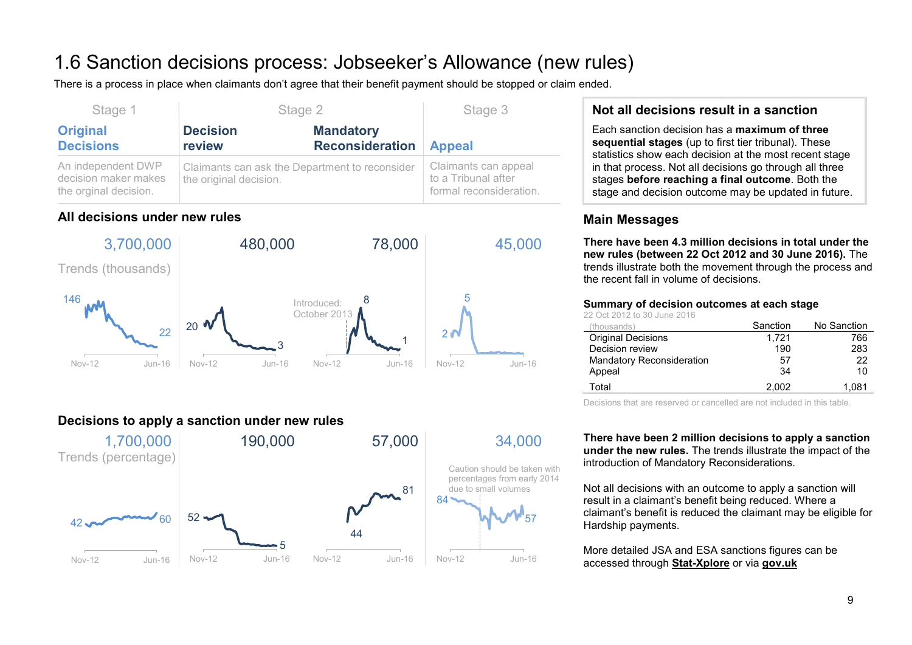# 1.6 Sanction decisions process: Jobseeker's Allowance (new rules)

There is a process in place when claimants don't agree that their benefit payment should be stopped or claim ended.

| Stage 1 | Stage 2 | | Stage 3 |
|---|---|---|---|
| **Original Decisions** | **Decision review** | **Mandatory Reconsideration** | **Appeal** |
| An independent DWP decision maker makes the orginal decision. | Claimants can ask the Department to reconsider the original decision. | | Claimants can appeal to a Tribunal after formal reconsideration. |

## All decisions under new rules

| Original Decisions | Decision review | Mandatory Reconsideration | Appeal |
|---|---|---|---|
| 3,700,000 | 480,000 | 78,000 | 45,000 |

Trends (thousands)

- Original Decisions: 146 (Nov-12) to 22 (Jun-16)
- Decision review: 20 (Nov-12) to 3 (Jun-16)
- Mandatory Reconsideration: Introduced: October 2013; peak 8, 1 (Jun-16)
- Appeal: 2, peak 5

## Decisions to apply a sanction under new rules

| Original Decisions | Decision review | Mandatory Reconsideration | Appeal |
|---|---|---|---|
| 1,700,000 | 190,000 | 57,000 | 34,000 |

Trends (percentage)

- Original Decisions: 42 (Nov-12) to 60 (Jun-16)
- Decision review: 52 (Nov-12) to 5 (Jun-16)
- Mandatory Reconsideration: 44 to 81 (Jun-16)
- Appeal: 84 to 57 (Jun-16). Caution should be taken with percentages from early 2014 due to small volumes

### Not all decisions result in a sanction

Each sanction decision has a **maximum of three sequential stages** (up to first tier tribunal). These statistics show each decision at the most recent stage in that process. Not all decisions go through all three stages **before reaching a final outcome**. Both the stage and decision outcome may be updated in future.

## Main Messages

**There have been 4.3 million decisions in total under the new rules (between 22 Oct 2012 and 30 June 2016).** The trends illustrate both the movement through the process and the recent fall in volume of decisions.

### Summary of decision outcomes at each stage

22 Oct 2012 to 30 June 2016

| (thousands) | Sanction | No Sanction |
|---|---|---|
| Original Decisions | 1,721 | 766 |
| Decision review | 190 | 283 |
| Mandatory Reconsideration | 57 | 22 |
| Appeal | 34 | 10 |
| Total | 2,002 | 1,081 |

Decisions that are reserved or cancelled are not included in this table.

**There have been 2 million decisions to apply a sanction under the new rules.** The trends illustrate the impact of the introduction of Mandatory Reconsiderations.

Not all decisions with an outcome to apply a sanction will result in a claimant's benefit being reduced. Where a claimant's benefit is reduced the claimant may be eligible for Hardship payments.

More detailed JSA and ESA sanctions figures can be accessed through **Stat-Xplore** or via **gov.uk**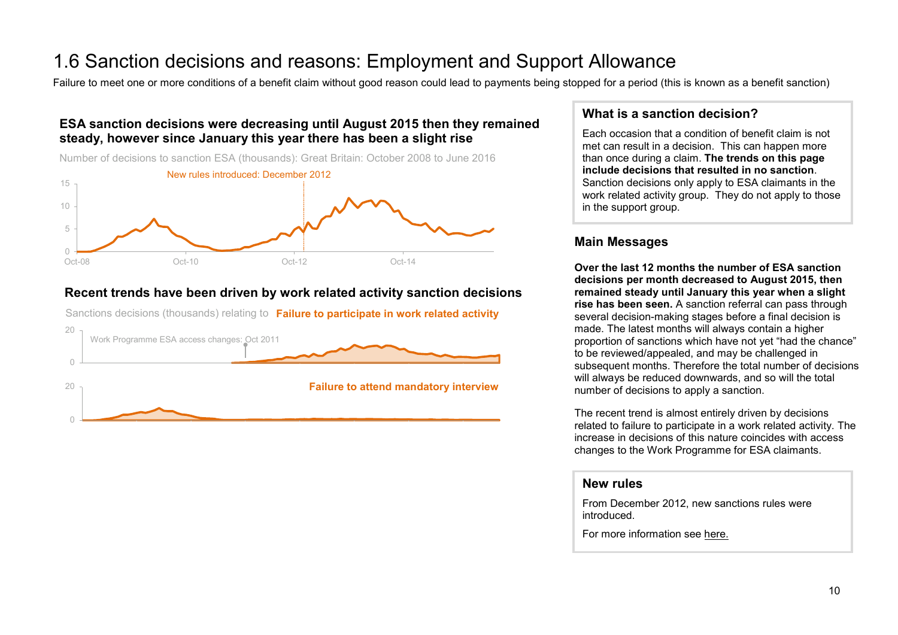# 1.6 Sanction decisions and reasons: Employment and Support Allowance

Failure to meet one or more conditions of a benefit claim without good reason could lead to payments being stopped for a period (this is known as a benefit sanction)

### ESA sanction decisions were decreasing until August 2015 then they remained steady, however since January this year there has been a slight rise

Number of decisions to sanction ESA (thousands): Great Britain: October 2008 to June 2016

New rules introduced: December 2012

15
10
5
0
Oct-08 Oct-10 Oct-12 Oct-14

### Recent trends have been driven by work related activity sanction decisions

Sanctions decisions (thousands) relating to **Failure to participate in work related activity**

20
0

Work Programme ESA access changes: Oct 2011

**Failure to attend mandatory interview**

20
0

## What is a sanction decision?

Each occasion that a condition of benefit claim is not met can result in a decision. This can happen more than once during a claim. **The trends on this page include decisions that resulted in no sanction**. Sanction decisions only apply to ESA claimants in the work related activity group. They do not apply to those in the support group.

## Main Messages

**Over the last 12 months the number of ESA sanction decisions per month decreased to August 2015, then remained steady until January this year when a slight rise has been seen.** A sanction referral can pass through several decision-making stages before a final decision is made. The latest months will always contain a higher proportion of sanctions which have not yet "had the chance" to be reviewed/appealed, and may be challenged in subsequent months. Therefore the total number of decisions will always be reduced downwards, and so will the total number of decisions to apply a sanction.

The recent trend is almost entirely driven by decisions related to failure to participate in a work related activity. The increase in decisions of this nature coincides with access changes to the Work Programme for ESA claimants.

## New rules

From December 2012, new sanctions rules were introduced.

For more information see here.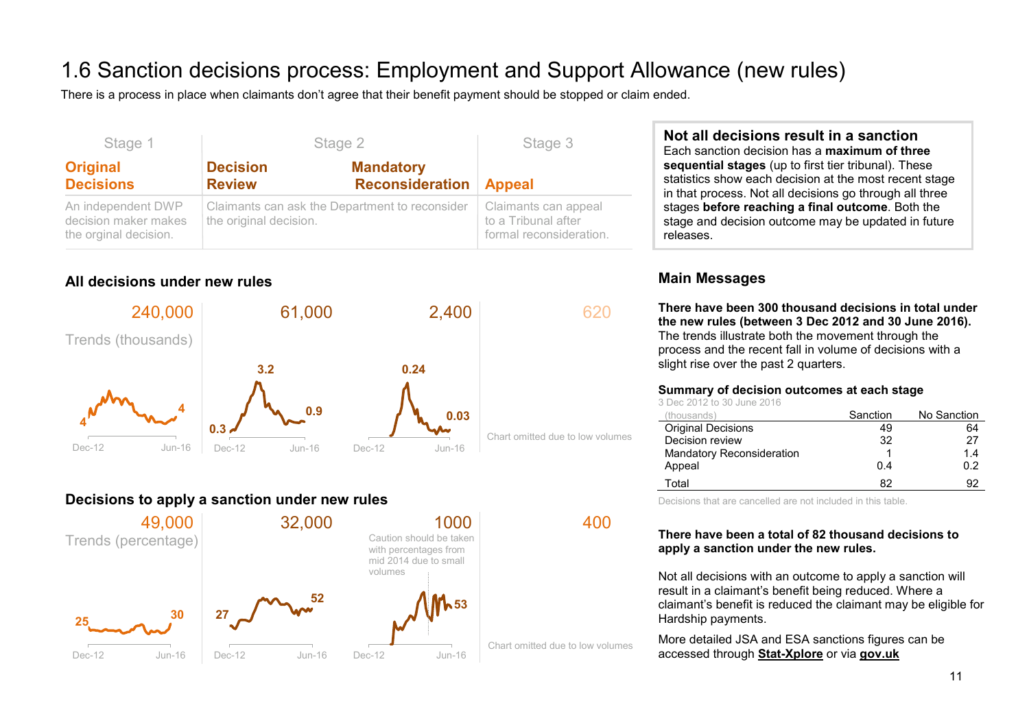# 1.6 Sanction decisions process: Employment and Support Allowance (new rules)

There is a process in place when claimants don't agree that their benefit payment should be stopped or claim ended.

| Stage 1 | Stage 2 | | Stage 3 |
|---|---|---|---|
| **Original Decisions** | **Decision Review** | **Mandatory Reconsideration** | **Appeal** |
| An independent DWP decision maker makes the orginal decision. | Claimants can ask the Department to reconsider the original decision. | | Claimants can appeal to a Tribunal after formal reconsideration. |

## Not all decisions result in a sanction

Each sanction decision has a **maximum of three sequential stages** (up to first tier tribunal). These statistics show each decision at the most recent stage in that process. Not all decisions go through all three stages **before reaching a final outcome**. Both the stage and decision outcome may be updated in future releases.

### All decisions under new rules

| | Original Decisions | Decision Review | Mandatory Reconsideration | Appeal |
|---|---|---|---|---|
| Total | 240,000 | 61,000 | 2,400 | 620 |
| Trends (thousands), Dec-12 | 4 | 0.3 | | Chart omitted due to low volumes |
| Peak | | 3.2 | 0.24 | |
| Trends (thousands), Jun-16 | 4 | 0.9 | 0.03 | |

### Decisions to apply a sanction under new rules

| | Original Decisions | Decision Review | Mandatory Reconsideration | Appeal |
|---|---|---|---|---|
| Total | 49,000 | 32,000 | 1000 | 400 |
| Trends (percentage), Dec-12 | 25 | 27 | | Chart omitted due to low volumes |
| Trends (percentage), Jun-16 | 30 | 52 | 53 | |

Caution should be taken with percentages from mid 2014 due to small volumes

## Main Messages

**There have been 300 thousand decisions in total under the new rules (between 3 Dec 2012 and 30 June 2016).** The trends illustrate both the movement through the process and the recent fall in volume of decisions with a slight rise over the past 2 quarters.

**Summary of decision outcomes at each stage**

3 Dec 2012 to 30 June 2016

| (thousands) | Sanction | No Sanction |
|---|---|---|
| Original Decisions | 49 | 64 |
| Decision review | 32 | 27 |
| Mandatory Reconsideration | 1 | 1.4 |
| Appeal | 0.4 | 0.2 |
| Total | 82 | 92 |

Decisions that are cancelled are not included in this table.

**There have been a total of 82 thousand decisions to apply a sanction under the new rules.**

Not all decisions with an outcome to apply a sanction will result in a claimant's benefit being reduced. Where a claimant's benefit is reduced the claimant may be eligible for Hardship payments.

More detailed JSA and ESA sanctions figures can be accessed through **Stat-Xplore** or via **gov.uk**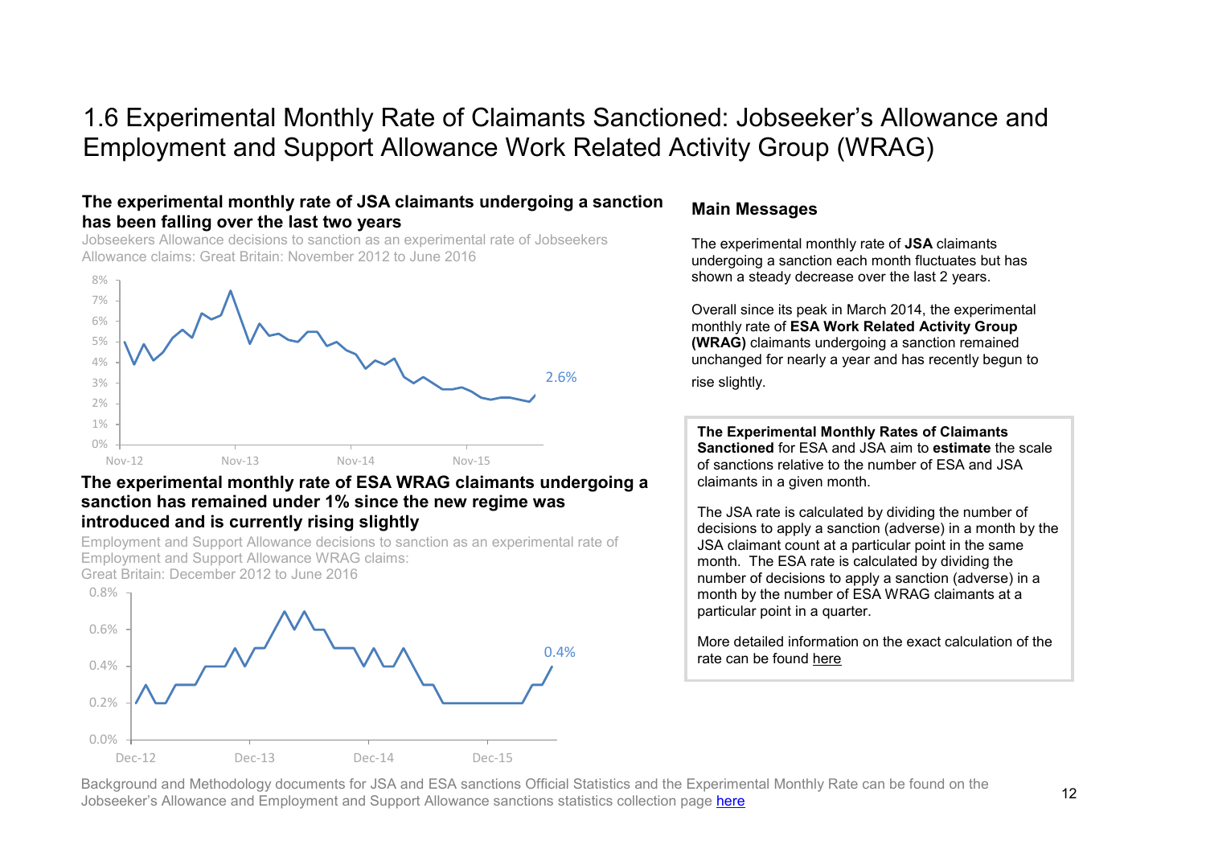# 1.6 Experimental Monthly Rate of Claimants Sanctioned: Jobseeker's Allowance and Employment and Support Allowance Work Related Activity Group (WRAG)

### The experimental monthly rate of JSA claimants undergoing a sanction has been falling over the last two years

Jobseekers Allowance decisions to sanction as an experimental rate of Jobseekers Allowance claims: Great Britain: November 2012 to June 2016

### The experimental monthly rate of ESA WRAG claimants undergoing a sanction has remained under 1% since the new regime was introduced and is currently rising slightly

Employment and Support Allowance decisions to sanction as an experimental rate of Employment and Support Allowance WRAG claims: Great Britain: December 2012 to June 2016

### Main Messages

The experimental monthly rate of **JSA** claimants undergoing a sanction each month fluctuates but has shown a steady decrease over the last 2 years.

Overall since its peak in March 2014, the experimental monthly rate of **ESA Work Related Activity Group (WRAG)** claimants undergoing a sanction remained unchanged for nearly a year and has recently begun to rise slightly.

**The Experimental Monthly Rates of Claimants Sanctioned** for ESA and JSA aim to **estimate** the scale of sanctions relative to the number of ESA and JSA claimants in a given month.

The JSA rate is calculated by dividing the number of decisions to apply a sanction (adverse) in a month by the JSA claimant count at a particular point in the same month. The ESA rate is calculated by dividing the number of decisions to apply a sanction (adverse) in a month by the number of ESA WRAG claimants at a particular point in a quarter.

More detailed information on the exact calculation of the rate can be found here

Background and Methodology documents for JSA and ESA sanctions Official Statistics and the Experimental Monthly Rate can be found on the Jobseeker's Allowance and Employment and Support Allowance sanctions statistics collection page here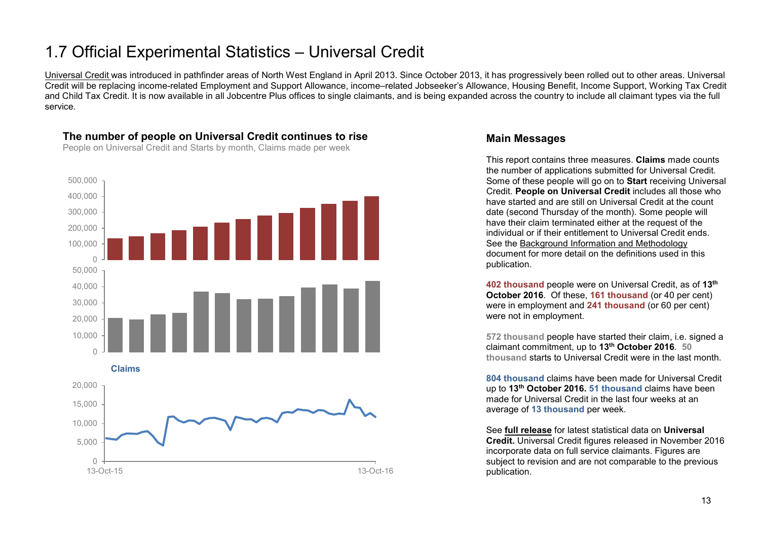# 1.7 Official Experimental Statistics – Universal Credit

Universal Credit was introduced in pathfinder areas of North West England in April 2013. Since October 2013, it has progressively been rolled out to other areas. Universal Credit will be replacing income-related Employment and Support Allowance, income–related Jobseeker's Allowance, Housing Benefit, Income Support, Working Tax Credit and Child Tax Credit. It is now available in all Jobcentre Plus offices to single claimants, and is being expanded across the country to include all claimant types via the full service.

### The number of people on Universal Credit continues to rise

People on Universal Credit and Starts by month, Claims made per week

Claims

13-Oct-15 13-Oct-16

## Main Messages

This report contains three measures. **Claims** made counts the number of applications submitted for Universal Credit. Some of these people will go on to **Start** receiving Universal Credit. **People on Universal Credit** includes all those who have started and are still on Universal Credit at the count date (second Thursday of the month). Some people will have their claim terminated either at the request of the individual or if their entitlement to Universal Credit ends. See the Background Information and Methodology document for more detail on the definitions used in this publication.

**402 thousand** people were on Universal Credit, as of **13th October 2016**. Of these, **161 thousand** (or 40 per cent) were in employment and **241 thousand** (or 60 per cent) were not in employment.

**572 thousand** people have started their claim, i.e. signed a claimant commitment, up to **13th October 2016**. **50 thousand** starts to Universal Credit were in the last month.

**804 thousand** claims have been made for Universal Credit up to **13th October 2016.** **51 thousand** claims have been made for Universal Credit in the last four weeks at an average of **13 thousand** per week.

See **full release** for latest statistical data on **Universal Credit.** Universal Credit figures released in November 2016 incorporate data on full service claimants. Figures are subject to revision and are not comparable to the previous publication.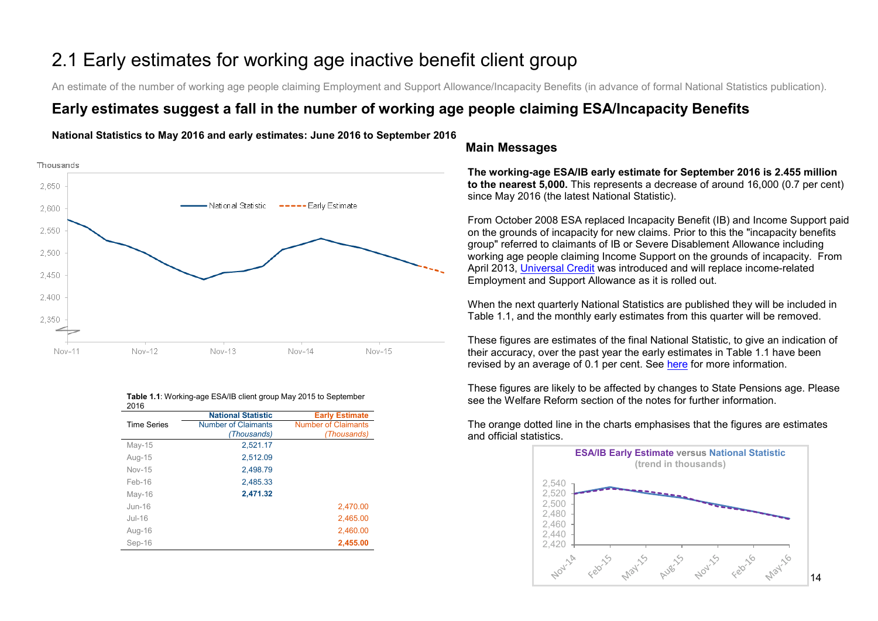# 2.1 Early estimates for working age inactive benefit client group

An estimate of the number of working age people claiming Employment and Support Allowance/Incapacity Benefits (in advance of formal National Statistics publication).

## Early estimates suggest a fall in the number of working age people claiming ESA/Incapacity Benefits

**National Statistics to May 2016 and early estimates: June 2016 to September 2016**

**Table 1.1**: Working-age ESA/IB client group May 2015 to September 2016

| Time Series | National Statistic<br>Number of Claimants *(Thousands)* | Early Estimate<br>Number of Claimants *(Thousands)* |
|---|---|---|
| May-15 | 2,521.17 | |
| Aug-15 | 2,512.09 | |
| Nov-15 | 2,498.79 | |
| Feb-16 | 2,485.33 | |
| May-16 | **2,471.32** | |
| Jun-16 | | 2,470.00 |
| Jul-16 | | 2,465.00 |
| Aug-16 | | 2,460.00 |
| Sep-16 | | **2,455.00** |

### Main Messages

**The working-age ESA/IB early estimate for September 2016 is 2.455 million to the nearest 5,000.** This represents a decrease of around 16,000 (0.7 per cent) since May 2016 (the latest National Statistic).

From October 2008 ESA replaced Incapacity Benefit (IB) and Income Support paid on the grounds of incapacity for new claims. Prior to this the "incapacity benefits group" referred to claimants of IB or Severe Disablement Allowance including working age people claiming Income Support on the grounds of incapacity. From April 2013, Universal Credit was introduced and will replace income-related Employment and Support Allowance as it is rolled out.

When the next quarterly National Statistics are published they will be included in Table 1.1, and the monthly early estimates from this quarter will be removed.

These figures are estimates of the final National Statistic, to give an indication of their accuracy, over the past year the early estimates in Table 1.1 have been revised by an average of 0.1 per cent. See here for more information.

These figures are likely to be affected by changes to State Pensions age. Please see the Welfare Reform section of the notes for further information.

The orange dotted line in the charts emphasises that the figures are estimates and official statistics.

**ESA/IB Early Estimate versus National Statistic** (trend in thousands)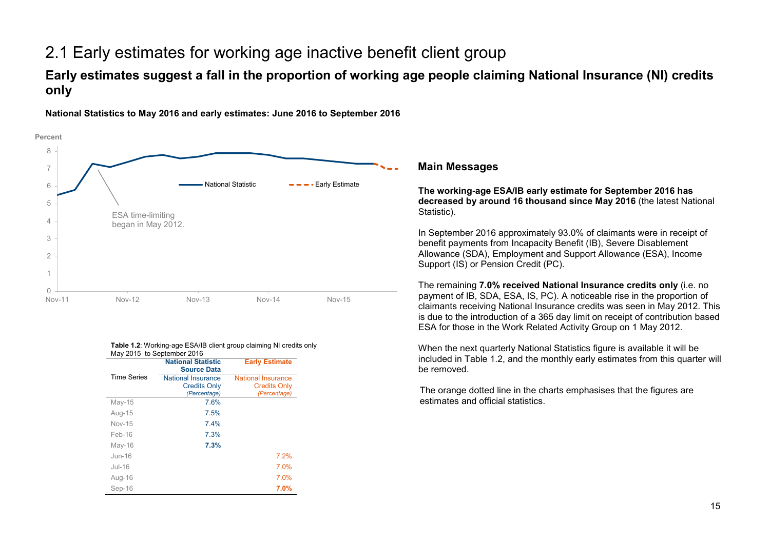# 2.1 Early estimates for working age inactive benefit client group

## Early estimates suggest a fall in the proportion of working age people claiming National Insurance (NI) credits only

**National Statistics to May 2016 and early estimates: June 2016 to September 2016**

Percent

ESA time-limiting began in May 2012.

National Statistic — Early Estimate

**Table 1.2**: Working-age ESA/IB client group claiming NI credits only May 2015 to September 2016

| Time Series | National Statistic Source Data<br>National Insurance Credits Only *(Percentage)* | Early Estimate<br>National Insurance Credits Only *(Percentage)* |
|---|---|---|
| May-15 | 7.6% | |
| Aug-15 | 7.5% | |
| Nov-15 | 7.4% | |
| Feb-16 | 7.3% | |
| May-16 | **7.3%** | |
| Jun-16 | | 7.2% |
| Jul-16 | | 7.0% |
| Aug-16 | | 7.0% |
| Sep-16 | | **7.0%** |

### Main Messages

**The working-age ESA/IB early estimate for September 2016 has decreased by around 16 thousand since May 2016** (the latest National Statistic).

In September 2016 approximately 93.0% of claimants were in receipt of benefit payments from Incapacity Benefit (IB), Severe Disablement Allowance (SDA), Employment and Support Allowance (ESA), Income Support (IS) or Pension Credit (PC).

The remaining **7.0% received National Insurance credits only** (i.e. no payment of IB, SDA, ESA, IS, PC). A noticeable rise in the proportion of claimants receiving National Insurance credits was seen in May 2012. This is due to the introduction of a 365 day limit on receipt of contribution based ESA for those in the Work Related Activity Group on 1 May 2012.

When the next quarterly National Statistics figure is available it will be included in Table 1.2, and the monthly early estimates from this quarter will be removed.

The orange dotted line in the charts emphasises that the figures are estimates and official statistics.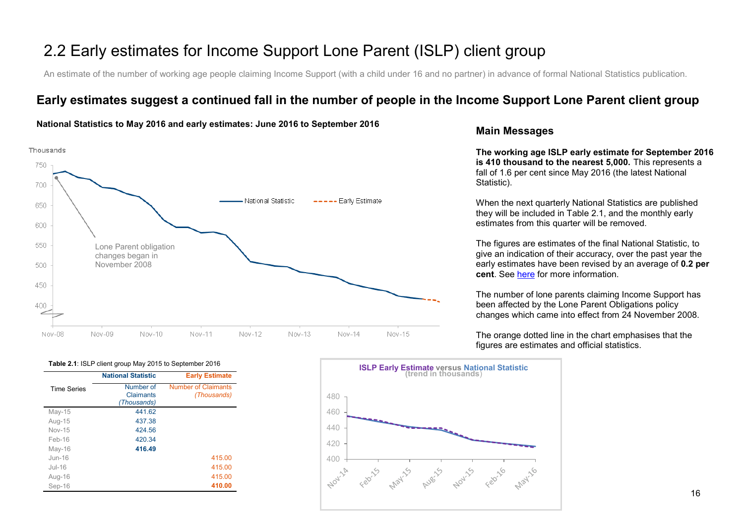# 2.2 Early estimates for Income Support Lone Parent (ISLP) client group

An estimate of the number of working age people claiming Income Support (with a child under 16 and no partner) in advance of formal National Statistics publication.

## Early estimates suggest a continued fall in the number of people in the Income Support Lone Parent client group

**National Statistics to May 2016 and early estimates: June 2016 to September 2016**

### Main Messages

**The working age ISLP early estimate for September 2016 is 410 thousand to the nearest 5,000.** This represents a fall of 1.6 per cent since May 2016 (the latest National Statistic).

When the next quarterly National Statistics are published they will be included in Table 2.1, and the monthly early estimates from this quarter will be removed.

The figures are estimates of the final National Statistic, to give an indication of their accuracy, over the past year the early estimates have been revised by an average of **0.2 per cent**. See here for more information.

The number of lone parents claiming Income Support has been affected by the Lone Parent Obligations policy changes which came into effect from 24 November 2008.

The orange dotted line in the chart emphasises that the figures are estimates and official statistics.

**Table 2.1**: ISLP client group May 2015 to September 2016

| Time Series | National Statistic<br>Number of Claimants *(Thousands)* | Early Estimate<br>Number of Claimants *(Thousands)* |
|---|---|---|
| May-15 | 441.62 | |
| Aug-15 | 437.38 | |
| Nov-15 | 424.56 | |
| Feb-16 | 420.34 | |
| May-16 | **416.49** | |
| Jun-16 | | 415.00 |
| Jul-16 | | 415.00 |
| Aug-16 | | 415.00 |
| Sep-16 | | **410.00** |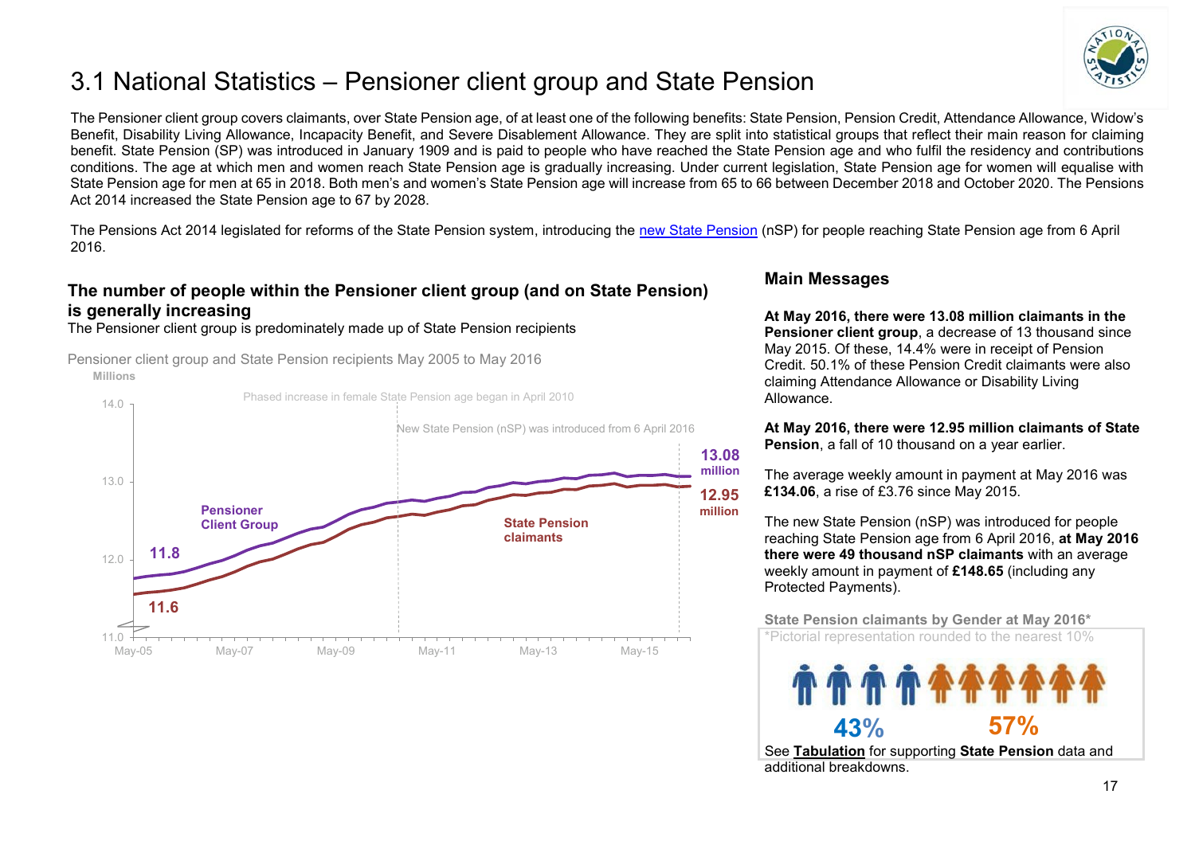# 3.1 National Statistics – Pensioner client group and State Pension

The Pensioner client group covers claimants, over State Pension age, of at least one of the following benefits: State Pension, Pension Credit, Attendance Allowance, Widow's Benefit, Disability Living Allowance, Incapacity Benefit, and Severe Disablement Allowance. They are split into statistical groups that reflect their main reason for claiming benefit. State Pension (SP) was introduced in January 1909 and is paid to people who have reached the State Pension age and who fulfil the residency and contributions conditions. The age at which men and women reach State Pension age is gradually increasing. Under current legislation, State Pension age for women will equalise with State Pension age for men at 65 in 2018. Both men's and women's State Pension age will increase from 65 to 66 between December 2018 and October 2020. The Pensions Act 2014 increased the State Pension age to 67 by 2028.

The Pensions Act 2014 legislated for reforms of the State Pension system, introducing the new State Pension (nSP) for people reaching State Pension age from 6 April 2016.

## The number of people within the Pensioner client group (and on State Pension) is generally increasing

The Pensioner client group is predominately made up of State Pension recipients

Pensioner client group and State Pension recipients May 2005 to May 2016

Millions

Phased increase in female State Pension age began in April 2010

New State Pension (nSP) was introduced from 6 April 2016

Pensioner Client Group: 11.8 (May-05) to 13.08 million (May-16)

State Pension claimants: 11.6 (May-05) to 12.95 million (May-16)

## Main Messages

**At May 2016, there were 13.08 million claimants in the Pensioner client group**, a decrease of 13 thousand since May 2015. Of these, 14.4% were in receipt of Pension Credit. 50.1% of these Pension Credit claimants were also claiming Attendance Allowance or Disability Living Allowance.

**At May 2016, there were 12.95 million claimants of State Pension**, a fall of 10 thousand on a year earlier.

The average weekly amount in payment at May 2016 was **£134.06**, a rise of £3.76 since May 2015.

The new State Pension (nSP) was introduced for people reaching State Pension age from 6 April 2016, **at May 2016 there were 49 thousand nSP claimants** with an average weekly amount in payment of **£148.65** (including any Protected Payments).

**State Pension claimants by Gender at May 2016***

*Pictorial representation rounded to the nearest 10%

43% (men) 57% (women)

See **Tabulation** for supporting **State Pension** data and additional breakdowns.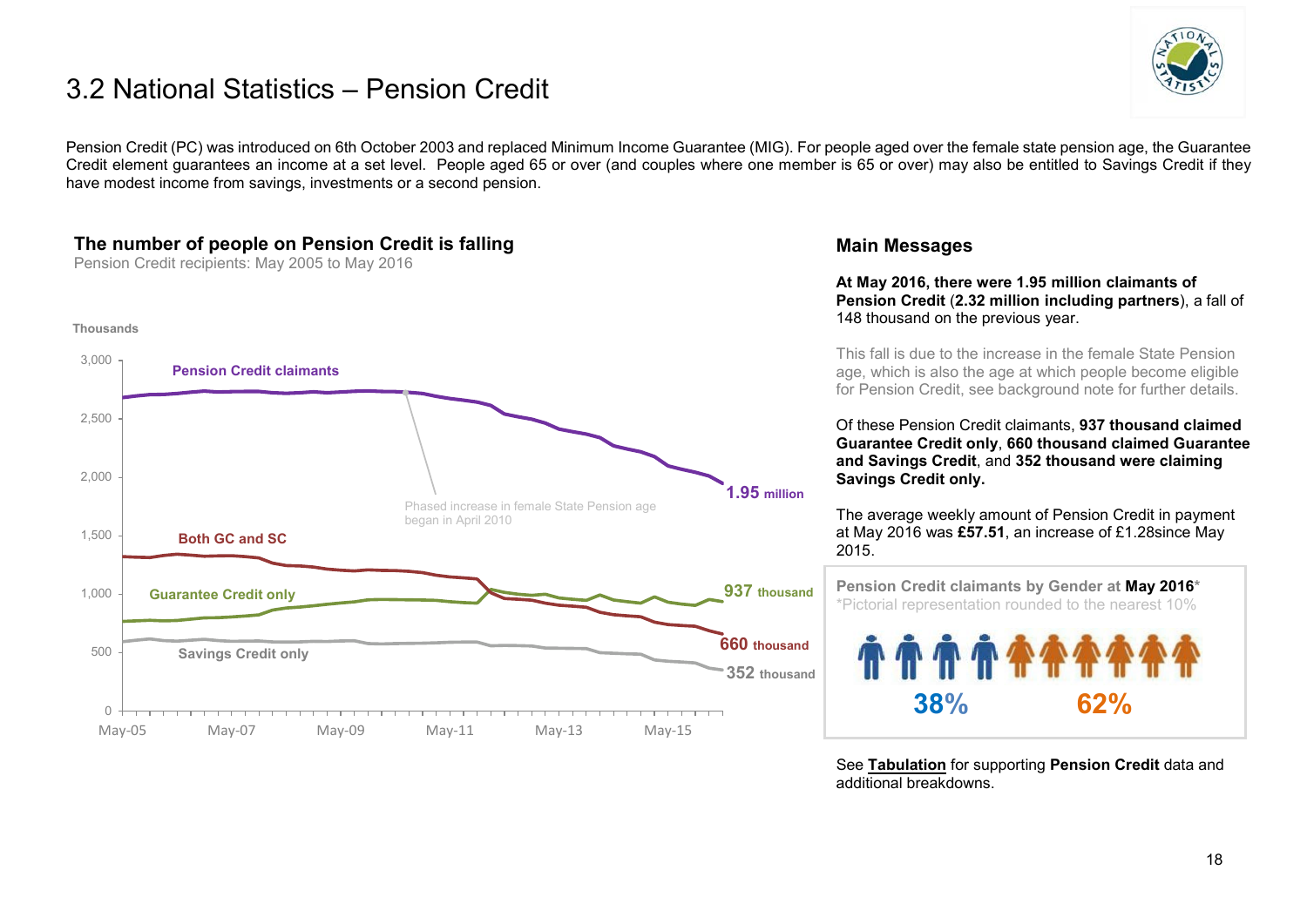# 3.2 National Statistics – Pension Credit

Pension Credit (PC) was introduced on 6th October 2003 and replaced Minimum Income Guarantee (MIG). For people aged over the female state pension age, the Guarantee Credit element guarantees an income at a set level. People aged 65 or over (and couples where one member is 65 or over) may also be entitled to Savings Credit if they have modest income from savings, investments or a second pension.

### The number of people on Pension Credit is falling

Pension Credit recipients: May 2005 to May 2016

Thousands

Pension Credit claimants — 1.95 million

Both GC and SC — 660 thousand

Guarantee Credit only — 937 thousand

Savings Credit only — 352 thousand

Phased increase in female State Pension age began in April 2010

May-05, May-07, May-09, May-11, May-13, May-15

### Main Messages

**At May 2016, there were 1.95 million claimants of Pension Credit** (**2.32 million including partners**), a fall of 148 thousand on the previous year.

This fall is due to the increase in the female State Pension age, which is also the age at which people become eligible for Pension Credit, see background note for further details.

Of these Pension Credit claimants, **937 thousand claimed Guarantee Credit only**, **660 thousand claimed Guarantee and Savings Credit**, and **352 thousand were claiming Savings Credit only.**

The average weekly amount of Pension Credit in payment at May 2016 was **£57.51**, an increase of £1.28since May 2015.

**Pension Credit claimants by Gender at May 2016***

*Pictorial representation rounded to the nearest 10%

38% 62%

See **Tabulation** for supporting **Pension Credit** data and additional breakdowns.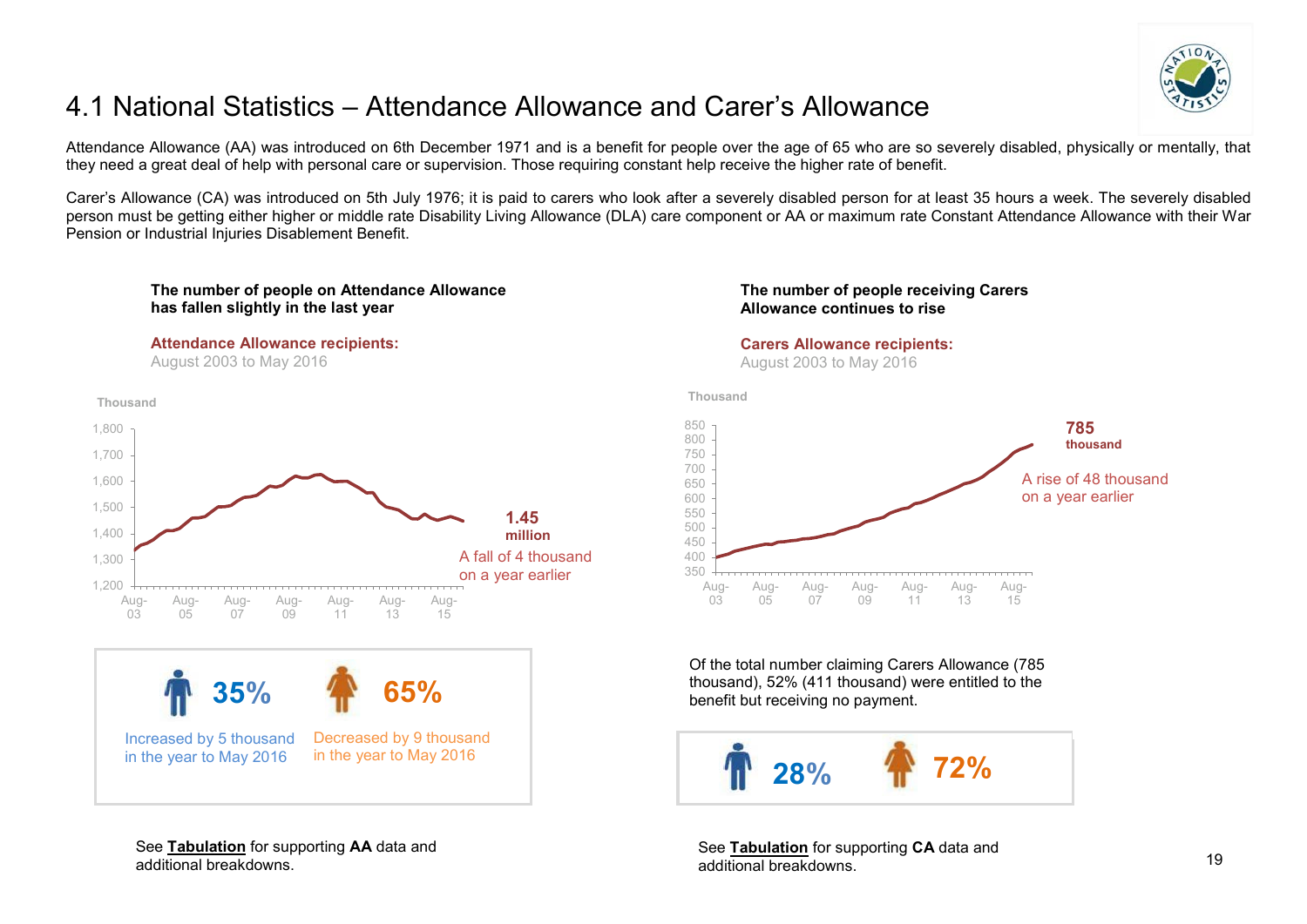# 4.1 National Statistics – Attendance Allowance and Carer's Allowance

Attendance Allowance (AA) was introduced on 6th December 1971 and is a benefit for people over the age of 65 who are so severely disabled, physically or mentally, that they need a great deal of help with personal care or supervision. Those requiring constant help receive the higher rate of benefit.

Carer's Allowance (CA) was introduced on 5th July 1976; it is paid to carers who look after a severely disabled person for at least 35 hours a week. The severely disabled person must be getting either higher or middle rate Disability Living Allowance (DLA) care component or AA or maximum rate Constant Attendance Allowance with their War Pension or Industrial Injuries Disablement Benefit.

**The number of people on Attendance Allowance has fallen slightly in the last year**

**Attendance Allowance recipients:**
August 2003 to May 2016

Thousand

**1.45 million**

A fall of 4 thousand on a year earlier

35% — Increased by 5 thousand in the year to May 2016

65% — Decreased by 9 thousand in the year to May 2016

See **Tabulation** for supporting **AA** data and additional breakdowns.

**The number of people receiving Carers Allowance continues to rise**

**Carers Allowance recipients:**
August 2003 to May 2016

Thousand

**785 thousand**

A rise of 48 thousand on a year earlier

Of the total number claiming Carers Allowance (785 thousand), 52% (411 thousand) were entitled to the benefit but receiving no payment.

28% — 72%

See **Tabulation** for supporting **CA** data and additional breakdowns.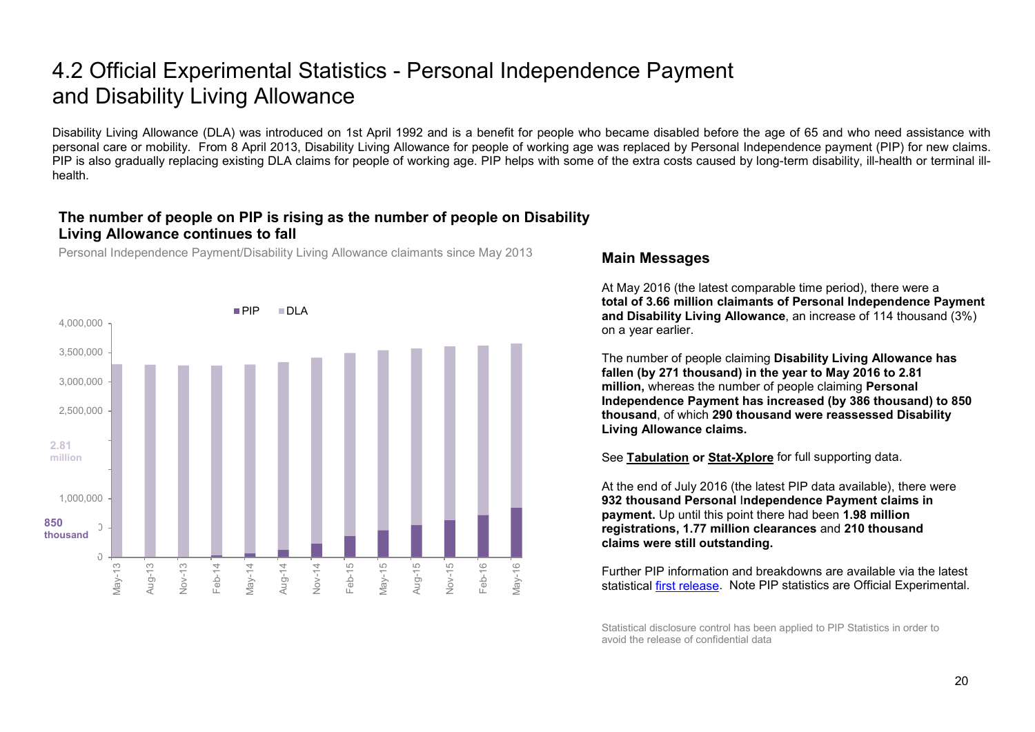# 4.2 Official Experimental Statistics - Personal Independence Payment and Disability Living Allowance

Disability Living Allowance (DLA) was introduced on 1st April 1992 and is a benefit for people who became disabled before the age of 65 and who need assistance with personal care or mobility. From 8 April 2013, Disability Living Allowance for people of working age was replaced by Personal Independence payment (PIP) for new claims. PIP is also gradually replacing existing DLA claims for people of working age. PIP helps with some of the extra costs caused by long-term disability, ill-health or terminal ill-health.

### The number of people on PIP is rising as the number of people on Disability Living Allowance continues to fall

Personal Independence Payment/Disability Living Allowance claimants since May 2013

PIP DLA

4,000,000
3,500,000
3,000,000
2,500,000
2.81 million
1,000,000
850 thousand
0

May-13 Aug-13 Nov-13 Feb-14 May-14 Aug-14 Nov-14 Feb-15 May-15 Aug-15 Nov-15 Feb-16 May-16

### Main Messages

At May 2016 (the latest comparable time period), there were a **total of 3.66 million claimants of Personal Independence Payment and Disability Living Allowance**, an increase of 114 thousand (3%) on a year earlier.

The number of people claiming **Disability Living Allowance has fallen (by 271 thousand) in the year to May 2016 to 2.81 million,** whereas the number of people claiming **Personal Independence Payment has increased (by 386 thousand) to 850 thousand**, of which **290 thousand were reassessed Disability Living Allowance claims.**

See **Tabulation or Stat-Xplore** for full supporting data.

At the end of July 2016 (the latest PIP data available), there were **932 thousand Personal Independence Payment claims in payment.** Up until this point there had been **1.98 million registrations, 1.77 million clearances** and **210 thousand claims were still outstanding.**

Further PIP information and breakdowns are available via the latest statistical first release. Note PIP statistics are Official Experimental.

Statistical disclosure control has been applied to PIP Statistics in order to avoid the release of confidential data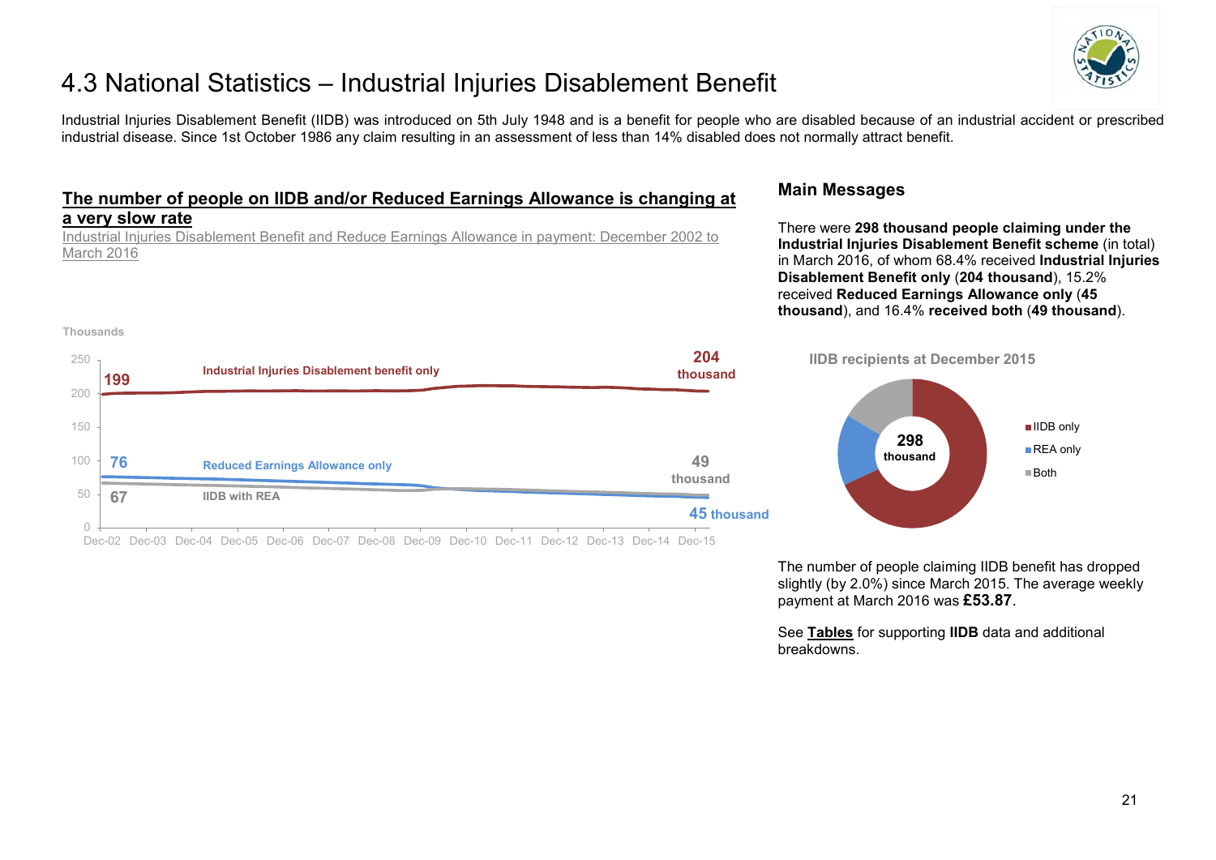# 4.3 National Statistics – Industrial Injuries Disablement Benefit

Industrial Injuries Disablement Benefit (IIDB) was introduced on 5th July 1948 and is a benefit for people who are disabled because of an industrial accident or prescribed industrial disease. Since 1st October 1986 any claim resulting in an assessment of less than 14% disabled does not normally attract benefit.

## The number of people on IIDB and/or Reduced Earnings Allowance is changing at a very slow rate

Industrial Injuries Disablement Benefit and Reduce Earnings Allowance in payment: December 2002 to March 2016

Thousands

Industrial Injuries Disablement benefit only: 199 (Dec-02) → 204 thousand

Reduced Earnings Allowance only: 76 (Dec-02) → 45 thousand

IIDB with REA: 67 (Dec-02) → 49 thousand

## Main Messages

There were **298 thousand people claiming under the Industrial Injuries Disablement Benefit scheme** (in total) in March 2016, of whom 68.4% received **Industrial Injuries Disablement Benefit only** (**204 thousand**), 15.2% received **Reduced Earnings Allowance only** (**45 thousand**), and 16.4% **received both** (**49 thousand**).

**IIDB recipients at December 2015**

298 thousand

- IIDB only
- REA only
- Both

The number of people claiming IIDB benefit has dropped slightly (by 2.0%) since March 2015. The average weekly payment at March 2016 was **£53.87**.

See **Tables** for supporting **IIDB** data and additional breakdowns.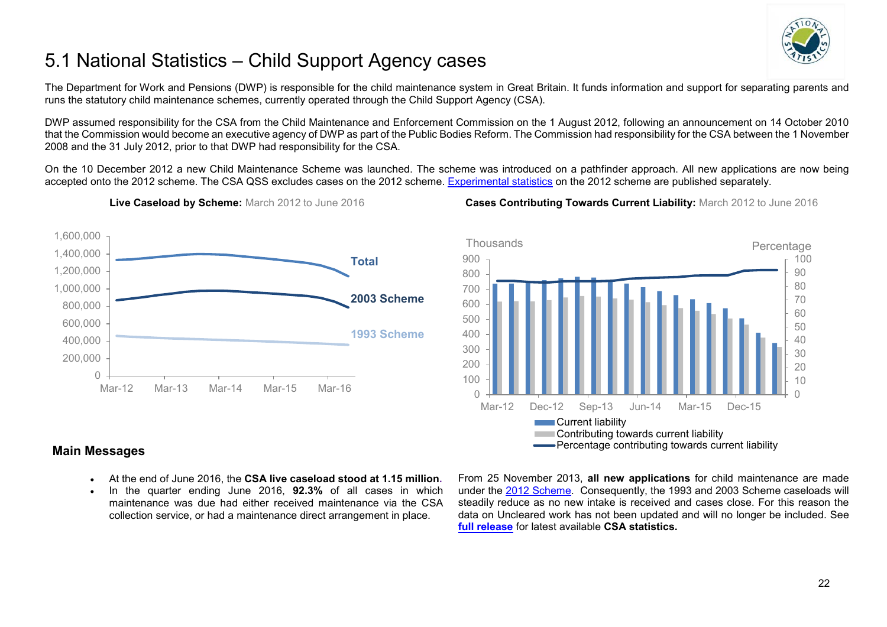# 5.1 National Statistics – Child Support Agency cases

The Department for Work and Pensions (DWP) is responsible for the child maintenance system in Great Britain. It funds information and support for separating parents and runs the statutory child maintenance schemes, currently operated through the Child Support Agency (CSA).

DWP assumed responsibility for the CSA from the Child Maintenance and Enforcement Commission on the 1 August 2012, following an announcement on 14 October 2010 that the Commission would become an executive agency of DWP as part of the Public Bodies Reform. The Commission had responsibility for the CSA between the 1 November 2008 and the 31 July 2012, prior to that DWP had responsibility for the CSA.

On the 10 December 2012 a new Child Maintenance Scheme was launched. The scheme was introduced on a pathfinder approach. All new applications are now being accepted onto the 2012 scheme. The CSA QSS excludes cases on the 2012 scheme. Experimental statistics on the 2012 scheme are published separately.

**Live Caseload by Scheme:** March 2012 to June 2016

**Cases Contributing Towards Current Liability:** March 2012 to June 2016

## Main Messages

- At the end of June 2016, the **CSA live caseload stood at 1.15 million**.
- In the quarter ending June 2016, **92.3%** of all cases in which maintenance was due had either received maintenance via the CSA collection service, or had a maintenance direct arrangement in place.

From 25 November 2013, **all new applications** for child maintenance are made under the 2012 Scheme. Consequently, the 1993 and 2003 Scheme caseloads will steadily reduce as no new intake is received and cases close. For this reason the data on Uncleared work has not been updated and will no longer be included. See **full release** for latest available **CSA statistics.**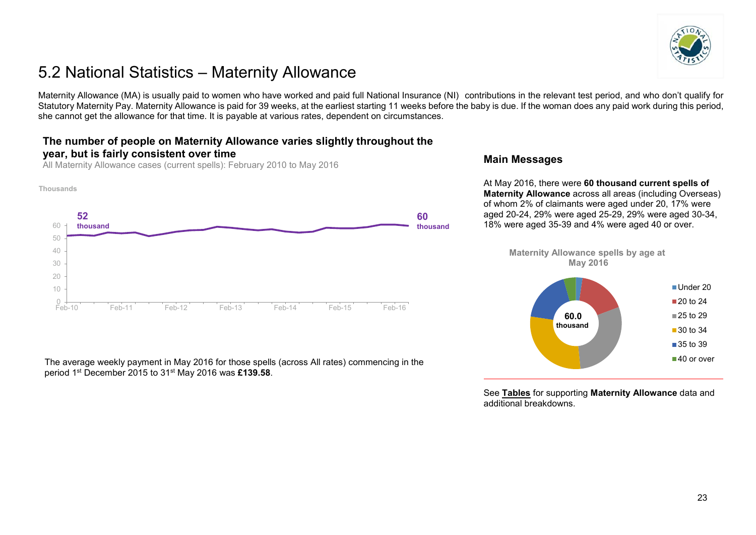# 5.2 National Statistics – Maternity Allowance

Maternity Allowance (MA) is usually paid to women who have worked and paid full National Insurance (NI) contributions in the relevant test period, and who don't qualify for Statutory Maternity Pay. Maternity Allowance is paid for 39 weeks, at the earliest starting 11 weeks before the baby is due. If the woman does any paid work during this period, she cannot get the allowance for that time. It is payable at various rates, dependent on circumstances.

### The number of people on Maternity Allowance varies slightly throughout the year, but is fairly consistent over time

All Maternity Allowance cases (current spells): February 2010 to May 2016

Thousands

52 thousand

60 thousand

The average weekly payment in May 2016 for those spells (across All rates) commencing in the period 1st December 2015 to 31st May 2016 was **£139.58**.

### Main Messages

At May 2016, there were **60 thousand current spells of Maternity Allowance** across all areas (including Overseas) of whom 2% of claimants were aged under 20, 17% were aged 20-24, 29% were aged 25-29, 29% were aged 30-34, 18% were aged 35-39 and 4% were aged 40 or over.

**Maternity Allowance spells by age at May 2016**

60.0 thousand

Under 20; 20 to 24; 25 to 29; 30 to 34; 35 to 39; 40 or over

See **Tables** for supporting **Maternity Allowance** data and additional breakdowns.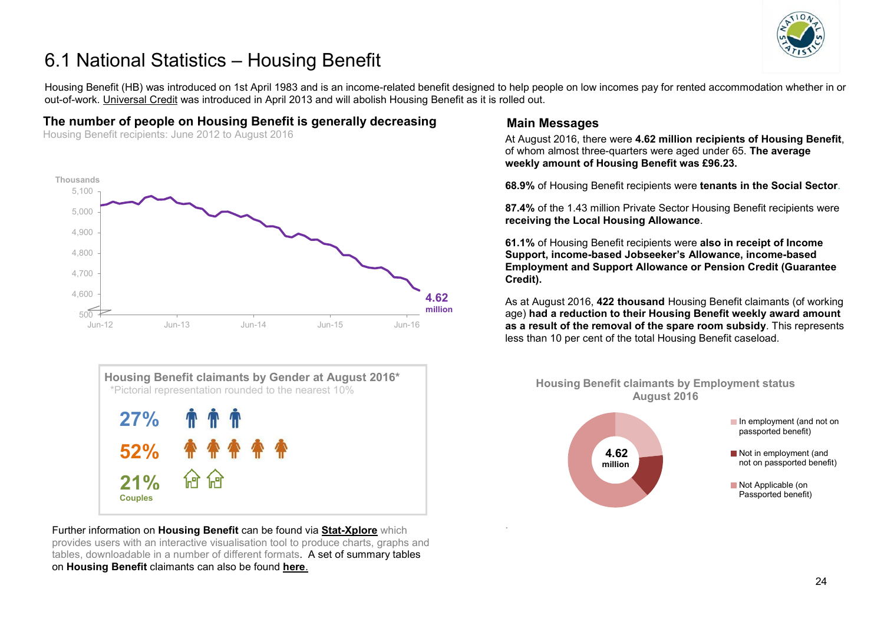# 6.1 National Statistics – Housing Benefit

Housing Benefit (HB) was introduced on 1st April 1983 and is an income-related benefit designed to help people on low incomes pay for rented accommodation whether in or out-of-work. Universal Credit was introduced in April 2013 and will abolish Housing Benefit as it is rolled out.

## The number of people on Housing Benefit is generally decreasing

Housing Benefit recipients: June 2012 to August 2016

Thousands

5,100
5,000
4,900
4,800
4,700
4,600
500

Jun-12 Jun-13 Jun-14 Jun-15 Jun-16

**4.62 million**

## Main Messages

At August 2016, there were **4.62 million recipients of Housing Benefit**, of whom almost three-quarters were aged under 65. **The average weekly amount of Housing Benefit was £96.23.**

**68.9%** of Housing Benefit recipients were **tenants in the Social Sector**.

**87.4%** of the 1.43 million Private Sector Housing Benefit recipients were **receiving the Local Housing Allowance**.

**61.1%** of Housing Benefit recipients were **also in receipt of Income Support, income-based Jobseeker's Allowance, income-based Employment and Support Allowance or Pension Credit (Guarantee Credit).**

As at August 2016, **422 thousand** Housing Benefit claimants (of working age) **had a reduction to their Housing Benefit weekly award amount as a result of the removal of the spare room subsidy**. This represents less than 10 per cent of the total Housing Benefit caseload.

### Housing Benefit claimants by Gender at August 2016*

*Pictorial representation rounded to the nearest 10%

**27%**

**52%**

**21%**
Couples

### Housing Benefit claimants by Employment status August 2016

**4.62 million**

- In employment (and not on passported benefit)
- Not in employment (and not on passported benefit)
- Not Applicable (on Passported benefit)

Further information on **Housing Benefit** can be found via **Stat-Xplore** which provides users with an interactive visualisation tool to produce charts, graphs and tables, downloadable in a number of different formats. A set of summary tables on **Housing Benefit** claimants can also be found **here**.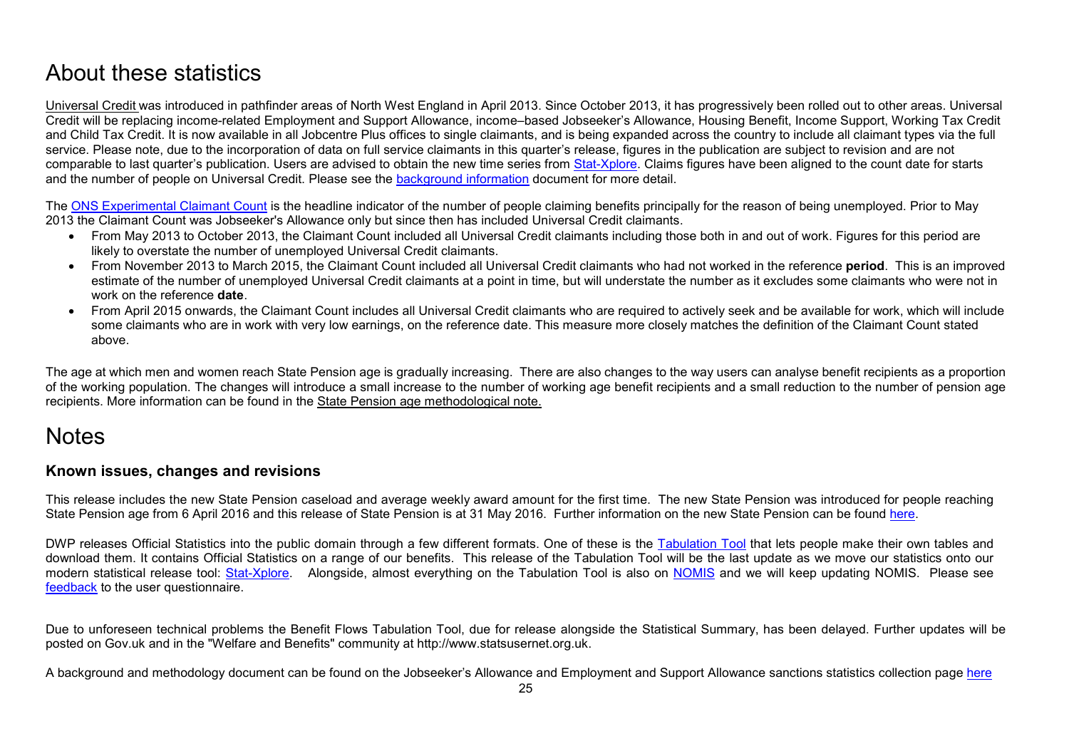# About these statistics

Universal Credit was introduced in pathfinder areas of North West England in April 2013. Since October 2013, it has progressively been rolled out to other areas. Universal Credit will be replacing income-related Employment and Support Allowance, income–based Jobseeker's Allowance, Housing Benefit, Income Support, Working Tax Credit and Child Tax Credit. It is now available in all Jobcentre Plus offices to single claimants, and is being expanded across the country to include all claimant types via the full service. Please note, due to the incorporation of data on full service claimants in this quarter's release, figures in the publication are subject to revision and are not comparable to last quarter's publication. Users are advised to obtain the new time series from Stat-Xplore. Claims figures have been aligned to the count date for starts and the number of people on Universal Credit. Please see the background information document for more detail.

The ONS Experimental Claimant Count is the headline indicator of the number of people claiming benefits principally for the reason of being unemployed. Prior to May 2013 the Claimant Count was Jobseeker's Allowance only but since then has included Universal Credit claimants.

- From May 2013 to October 2013, the Claimant Count included all Universal Credit claimants including those both in and out of work. Figures for this period are likely to overstate the number of unemployed Universal Credit claimants.
- From November 2013 to March 2015, the Claimant Count included all Universal Credit claimants who had not worked in the reference **period**. This is an improved estimate of the number of unemployed Universal Credit claimants at a point in time, but will understate the number as it excludes some claimants who were not in work on the reference **date**.
- From April 2015 onwards, the Claimant Count includes all Universal Credit claimants who are required to actively seek and be available for work, which will include some claimants who are in work with very low earnings, on the reference date. This measure more closely matches the definition of the Claimant Count stated above.

The age at which men and women reach State Pension age is gradually increasing. There are also changes to the way users can analyse benefit recipients as a proportion of the working population. The changes will introduce a small increase to the number of working age benefit recipients and a small reduction to the number of pension age recipients. More information can be found in the State Pension age methodological note.

# Notes

### Known issues, changes and revisions

This release includes the new State Pension caseload and average weekly award amount for the first time. The new State Pension was introduced for people reaching State Pension age from 6 April 2016 and this release of State Pension is at 31 May 2016. Further information on the new State Pension can be found here.

DWP releases Official Statistics into the public domain through a few different formats. One of these is the Tabulation Tool that lets people make their own tables and download them. It contains Official Statistics on a range of our benefits. This release of the Tabulation Tool will be the last update as we move our statistics onto our modern statistical release tool: Stat-Xplore. Alongside, almost everything on the Tabulation Tool is also on NOMIS and we will keep updating NOMIS. Please see feedback to the user questionnaire.

Due to unforeseen technical problems the Benefit Flows Tabulation Tool, due for release alongside the Statistical Summary, has been delayed. Further updates will be posted on Gov.uk and in the "Welfare and Benefits" community at http://www.statsusernet.org.uk.

A background and methodology document can be found on the Jobseeker's Allowance and Employment and Support Allowance sanctions statistics collection page here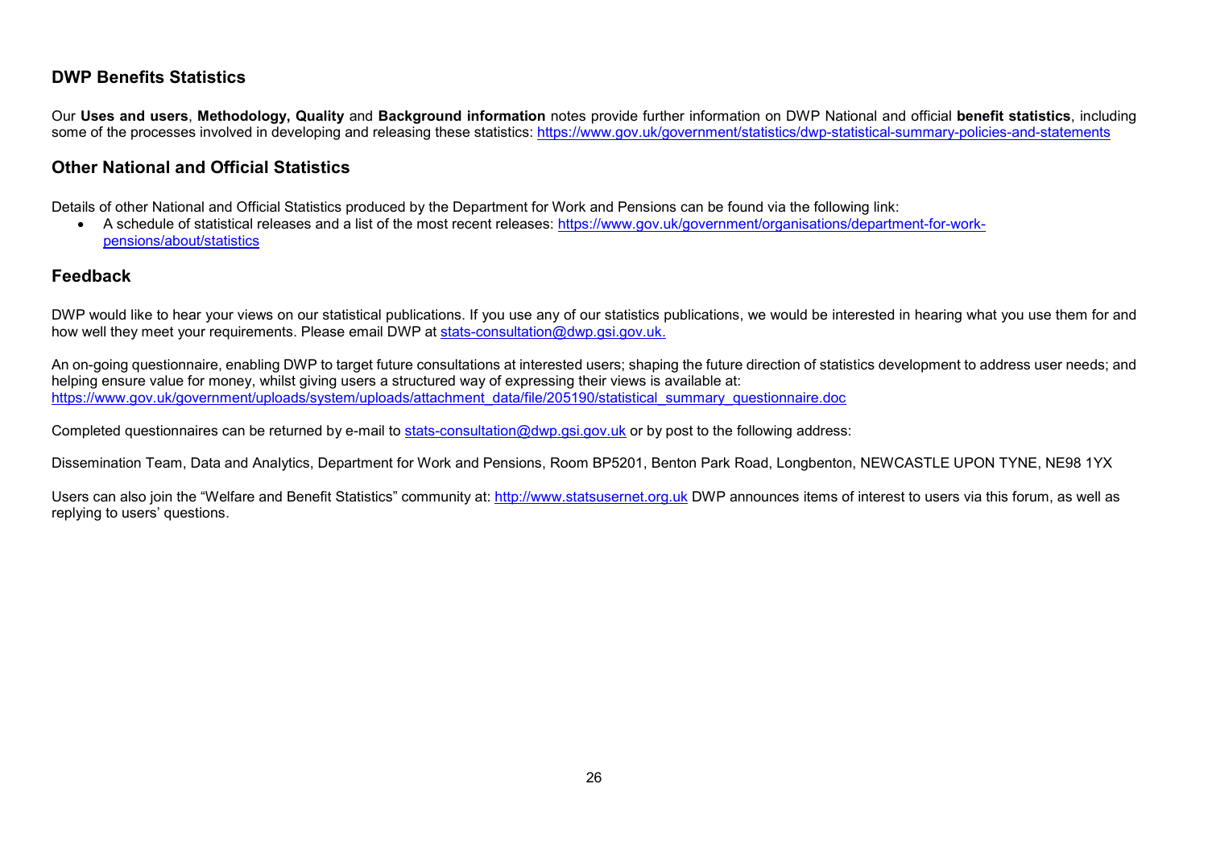## DWP Benefits Statistics

Our **Uses and users**, **Methodology, Quality** and **Background information** notes provide further information on DWP National and official **benefit statistics**, including some of the processes involved in developing and releasing these statistics: https://www.gov.uk/government/statistics/dwp-statistical-summary-policies-and-statements

## Other National and Official Statistics

Details of other National and Official Statistics produced by the Department for Work and Pensions can be found via the following link:

- A schedule of statistical releases and a list of the most recent releases: https://www.gov.uk/government/organisations/department-for-work-pensions/about/statistics

## Feedback

DWP would like to hear your views on our statistical publications. If you use any of our statistics publications, we would be interested in hearing what you use them for and how well they meet your requirements. Please email DWP at stats-consultation@dwp.gsi.gov.uk.

An on-going questionnaire, enabling DWP to target future consultations at interested users; shaping the future direction of statistics development to address user needs; and helping ensure value for money, whilst giving users a structured way of expressing their views is available at: https://www.gov.uk/government/uploads/system/uploads/attachment_data/file/205190/statistical_summary_questionnaire.doc

Completed questionnaires can be returned by e-mail to stats-consultation@dwp.gsi.gov.uk or by post to the following address:

Dissemination Team, Data and Analytics, Department for Work and Pensions, Room BP5201, Benton Park Road, Longbenton, NEWCASTLE UPON TYNE, NE98 1YX

Users can also join the “Welfare and Benefit Statistics” community at: http://www.statsusernet.org.uk DWP announces items of interest to users via this forum, as well as replying to users’ questions.